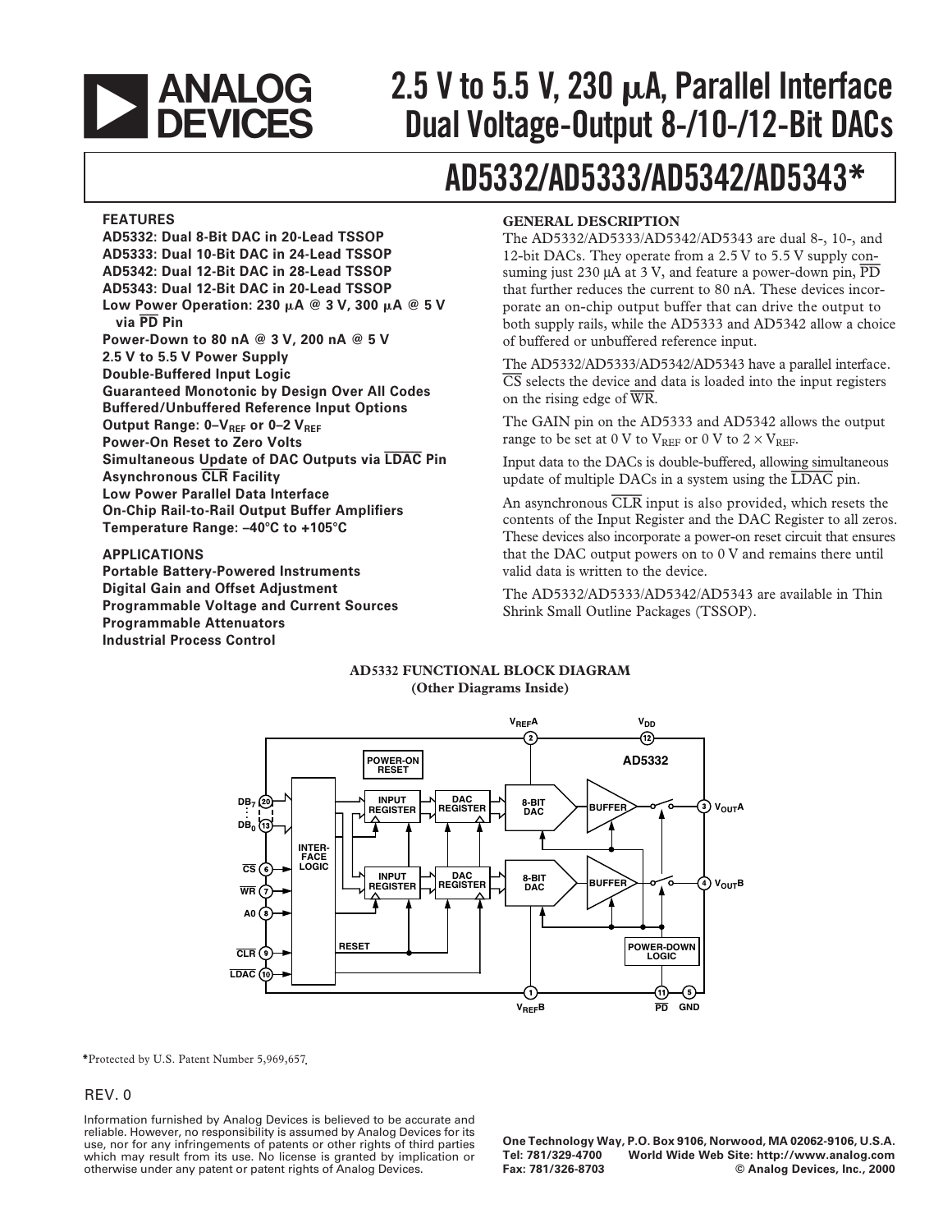# 2.5 V to 5.5 V, 230 μA, Parallel Interface Dual Voltage-Output 8-/10-/12-Bit DACs

# AD5332/AD5333/AD5342/AD5343*

## FEATURES

- AD5332: Dual 8-Bit DAC in 20-Lead TSSOP
- AD5333: Dual 10-Bit DAC in 24-Lead TSSOP
- AD5342: Dual 12-Bit DAC in 28-Lead TSSOP
- AD5343: Dual 12-Bit DAC in 20-Lead TSSOP
- Low Power Operation: 230 μA @ 3 V, 300 μA @ 5 V via $\overline{PD}$ Pin
- Power-Down to 80 nA @ 3 V, 200 nA @ 5 V
- 2.5 V to 5.5 V Power Supply
- Double-Buffered Input Logic
- Guaranteed Monotonic by Design Over All Codes
- Buffered/Unbuffered Reference Input Options
- Output Range: 0–$V_{REF}$ or 0–2 $V_{REF}$
- Power-On Reset to Zero Volts
- Simultaneous Update of DAC Outputs via $\overline{LDAC}$ Pin
- Asynchronous $\overline{CLR}$ Facility
- Low Power Parallel Data Interface
- On-Chip Rail-to-Rail Output Buffer Amplifiers
- Temperature Range: –40°C to +105°C

## APPLICATIONS

- Portable Battery-Powered Instruments
- Digital Gain and Offset Adjustment
- Programmable Voltage and Current Sources
- Programmable Attenuators
- Industrial Process Control

## GENERAL DESCRIPTION

The AD5332/AD5333/AD5342/AD5343 are dual 8-, 10-, and 12-bit DACs. They operate from a 2.5 V to 5.5 V supply consuming just 230 μA at 3 V, and feature a power-down pin, $\overline{PD}$ that further reduces the current to 80 nA. These devices incorporate an on-chip output buffer that can drive the output to both supply rails, while the AD5333 and AD5342 allow a choice of buffered or unbuffered reference input.

The AD5332/AD5333/AD5342/AD5343 have a parallel interface. $\overline{CS}$ selects the device and data is loaded into the input registers on the rising edge of $\overline{WR}$.

The GAIN pin on the AD5333 and AD5342 allows the output range to be set at 0 V to $V_{REF}$ or 0 V to 2 × $V_{REF}$.

Input data to the DACs is double-buffered, allowing simultaneous update of multiple DACs in a system using the $\overline{LDAC}$ pin.

An asynchronous $\overline{CLR}$ input is also provided, which resets the contents of the Input Register and the DAC Register to all zeros. These devices also incorporate a power-on reset circuit that ensures that the DAC output powers on to 0 V and remains there until valid data is written to the device.

The AD5332/AD5333/AD5342/AD5343 are available in Thin Shrink Small Outline Packages (TSSOP).

**AD5332 FUNCTIONAL BLOCK DIAGRAM**
**(Other Diagrams Inside)**

*Protected by U.S. Patent Number 5,969,657.

REV. 0

Information furnished by Analog Devices is believed to be accurate and reliable. However, no responsibility is assumed by Analog Devices for its use, nor for any infringements of patents or other rights of third parties which may result from its use. No license is granted by implication or otherwise under any patent or patent rights of Analog Devices.

One Technology Way, P.O. Box 9106, Norwood, MA 02062-9106, U.S.A.
Tel: 781/329-4700 World Wide Web Site: http://www.analog.com
Fax: 781/326-8703 © Analog Devices, Inc., 2000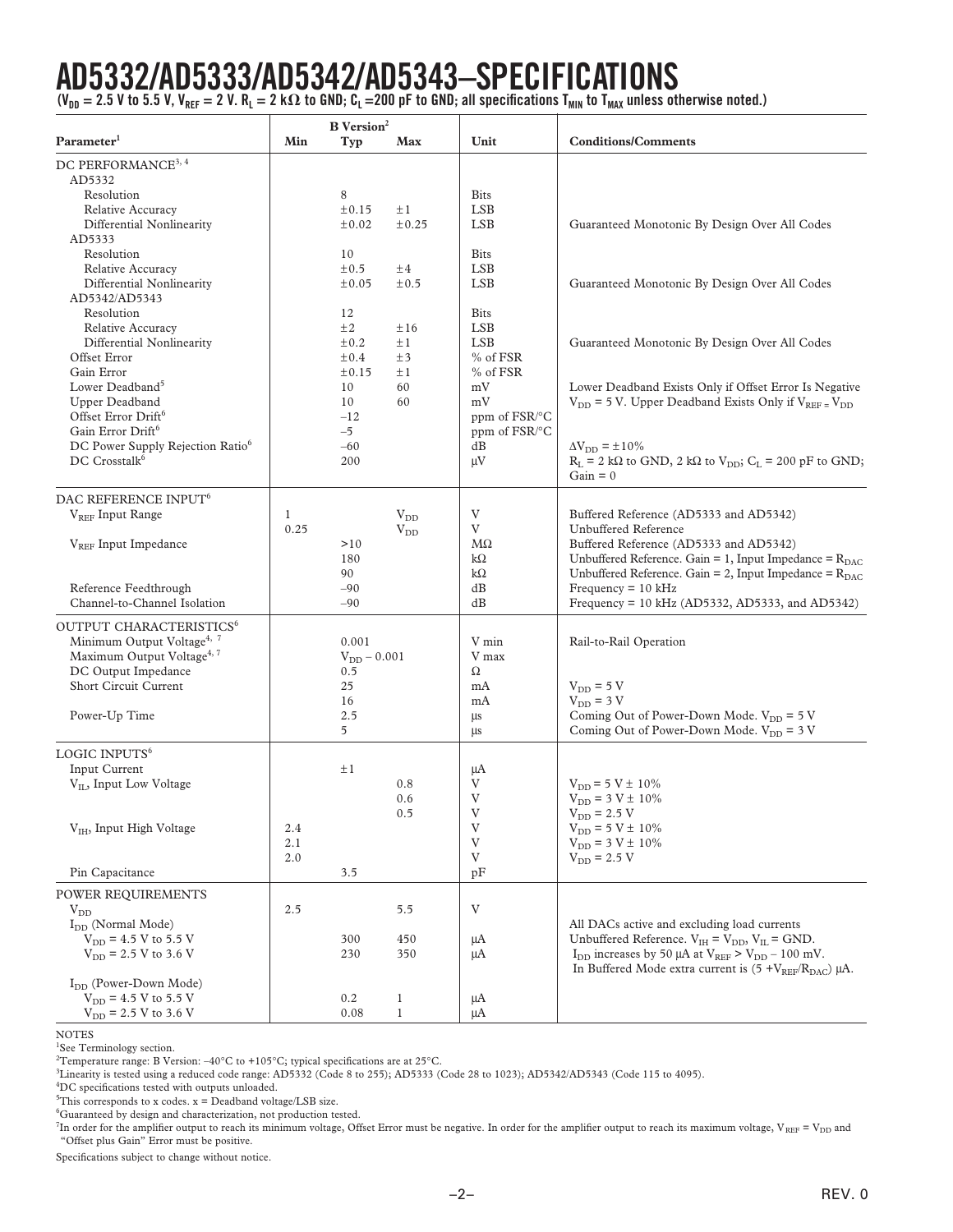# AD5332/AD5333/AD5342/AD5343–SPECIFICATIONS

**($V_{DD}$ = 2.5 V to 5.5 V, $V_{REF}$ = 2 V. $R_L$ = 2 kΩ to GND; $C_L$ =200 pF to GND; all specifications $T_{MIN}$ to $T_{MAX}$ unless otherwise noted.)**

| Parameter[1] | B Version[2] Min | Typ | Max | Unit | Conditions/Comments |
|---|---|---|---|---|---|
| **DC PERFORMANCE[3, 4]** | | | | | |
| AD5332 | | | | | |
| Resolution | | 8 | | Bits | |
| Relative Accuracy | | ±0.15 | ±1 | LSB | |
| Differential Nonlinearity | | ±0.02 | ±0.25 | LSB | Guaranteed Monotonic By Design Over All Codes |
| AD5333 | | | | | |
| Resolution | | 10 | | Bits | |
| Relative Accuracy | | ±0.5 | ±4 | LSB | |
| Differential Nonlinearity | | ±0.05 | ±0.5 | LSB | Guaranteed Monotonic By Design Over All Codes |
| AD5342/AD5343 | | | | | |
| Resolution | | 12 | | Bits | |
| Relative Accuracy | | ±2 | ±16 | LSB | |
| Differential Nonlinearity | | ±0.2 | ±1 | LSB | Guaranteed Monotonic By Design Over All Codes |
| Offset Error | | ±0.4 | ±3 | % of FSR | |
| Gain Error | | ±0.15 | ±1 | % of FSR | |
| Lower Deadband[5] | | 10 | 60 | mV | Lower Deadband Exists Only if Offset Error Is Negative |
| Upper Deadband | | 10 | 60 | mV | $V_{DD}$ = 5 V. Upper Deadband Exists Only if $V_{REF} = V_{DD}$ |
| Offset Error Drift[6] | | –12 | | ppm of FSR/°C | |
| Gain Error Drift[6] | | –5 | | ppm of FSR/°C | |
| DC Power Supply Rejection Ratio[6] | | –60 | | dB | $\Delta V_{DD}$ = ±10% |
| DC Crosstalk[6] | | 200 | | μV | $R_L$ = 2 kΩ to GND, 2 kΩ to $V_{DD}$; $C_L$ = 200 pF to GND; Gain = 0 |
| **DAC REFERENCE INPUT[6]** | | | | | |
| $V_{REF}$ Input Range | 1 | | $V_{DD}$ | V | Buffered Reference (AD5333 and AD5342) |
| | 0.25 | | $V_{DD}$ | V | Unbuffered Reference |
| $V_{REF}$ Input Impedance | | >10 | | MΩ | Buffered Reference (AD5333 and AD5342) |
| | | 180 | | kΩ | Unbuffered Reference. Gain = 1, Input Impedance = $R_{DAC}$ |
| | | 90 | | kΩ | Unbuffered Reference. Gain = 2, Input Impedance = $R_{DAC}$ |
| Reference Feedthrough | | –90 | | dB | Frequency = 10 kHz |
| Channel-to-Channel Isolation | | –90 | | dB | Frequency = 10 kHz (AD5332, AD5333, and AD5342) |
| **OUTPUT CHARACTERISTICS[6]** | | | | | |
| Minimum Output Voltage[4, 7] | | 0.001 | | V min | Rail-to-Rail Operation |
| Maximum Output Voltage[4, 7] | | $V_{DD}$ – 0.001 | | V max | |
| DC Output Impedance | | 0.5 | | Ω | |
| Short Circuit Current | | 25 | | mA | $V_{DD}$ = 5 V |
| | | 16 | | mA | $V_{DD}$ = 3 V |
| Power-Up Time | | 2.5 | | μs | Coming Out of Power-Down Mode. $V_{DD}$ = 5 V |
| | | 5 | | μs | Coming Out of Power-Down Mode. $V_{DD}$ = 3 V |
| **LOGIC INPUTS[6]** | | | | | |
| Input Current | | ±1 | | μA | |
| $V_{IL}$, Input Low Voltage | | | 0.8 | V | $V_{DD}$ = 5 V ± 10% |
| | | | 0.6 | V | $V_{DD}$ = 3 V ± 10% |
| | | | 0.5 | V | $V_{DD}$ = 2.5 V |
| $V_{IH}$, Input High Voltage | 2.4 | | | V | $V_{DD}$ = 5 V ± 10% |
| | 2.1 | | | V | $V_{DD}$ = 3 V ± 10% |
| | 2.0 | | | V | $V_{DD}$ = 2.5 V |
| Pin Capacitance | | 3.5 | | pF | |
| **POWER REQUIREMENTS** | | | | | |
| $V_{DD}$ | 2.5 | | 5.5 | V | |
| $I_{DD}$ (Normal Mode) | | | | | All DACs active and excluding load currents |
| $V_{DD}$ = 4.5 V to 5.5 V | | 300 | 450 | μA | Unbuffered Reference. $V_{IH} = V_{DD}$, $V_{IL}$ = GND. |
| $V_{DD}$ = 2.5 V to 3.6 V | | 230 | 350 | μA | $I_{DD}$ increases by 50 μA at $V_{REF} > V_{DD}$ – 100 mV. In Buffered Mode extra current is $(5 + V_{REF}/R_{DAC})$ μA. |
| $I_{DD}$ (Power-Down Mode) | | | | | |
| $V_{DD}$ = 4.5 V to 5.5 V | | 0.2 | 1 | μA | |
| $V_{DD}$ = 2.5 V to 3.6 V | | 0.08 | 1 | μA | |

NOTES

[1] See Terminology section.

[2] Temperature range: B Version: –40°C to +105°C; typical specifications are at 25°C.

[3] Linearity is tested using a reduced code range: AD5332 (Code 8 to 255); AD5333 (Code 28 to 1023); AD5342/AD5343 (Code 115 to 4095).

[4] DC specifications tested with outputs unloaded.

[5] This corresponds to x codes. x = Deadband voltage/LSB size.

[6] Guaranteed by design and characterization, not production tested.

[7] In order for the amplifier output to reach its minimum voltage, Offset Error must be negative. In order for the amplifier output to reach its maximum voltage, $V_{REF} = V_{DD}$ and "Offset plus Gain" Error must be positive.

Specifications subject to change without notice.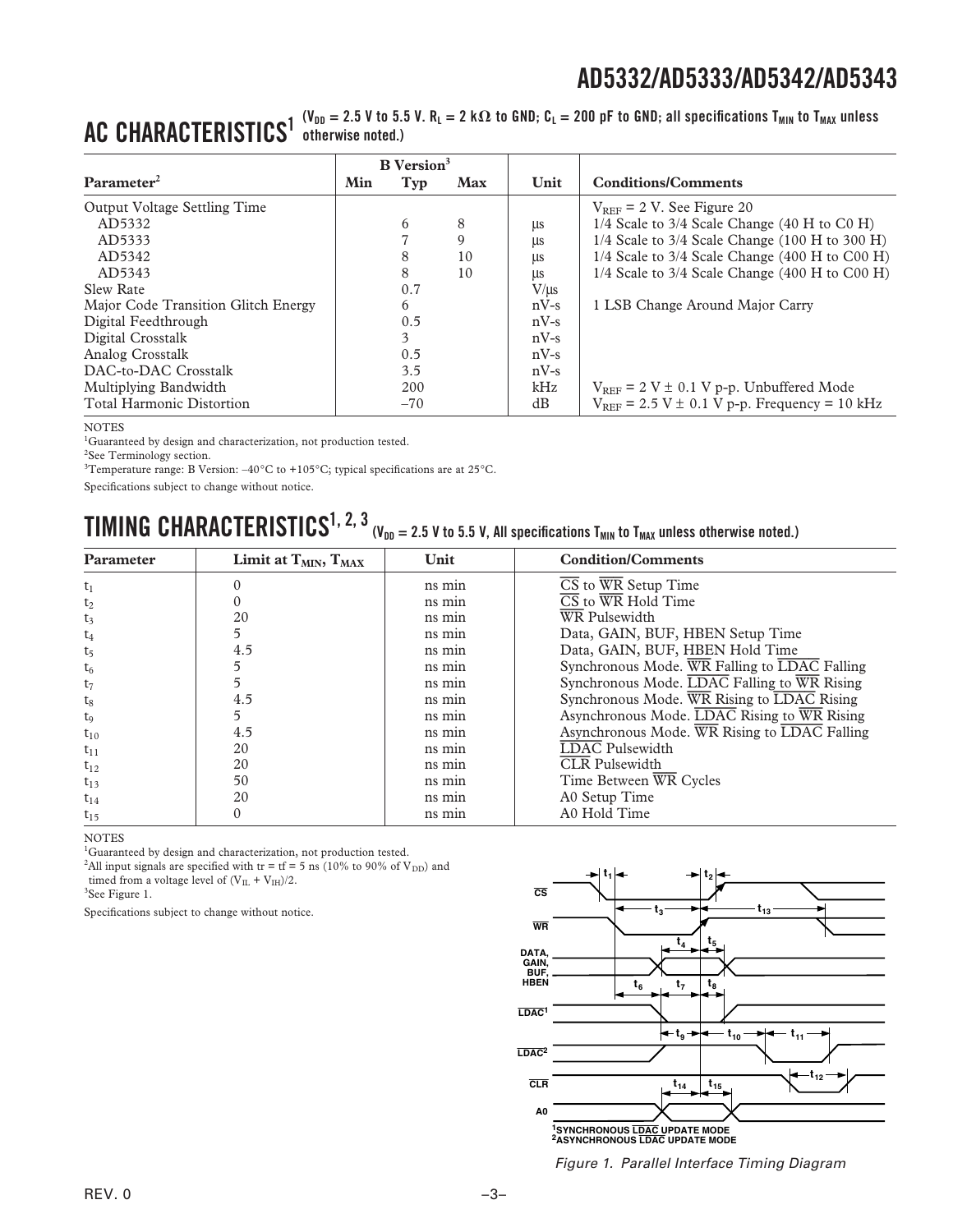## AC CHARACTERISTICS[1] ($V_{DD}$ = 2.5 V to 5.5 V. $R_L$ = 2 kΩ to GND; $C_L$ = 200 pF to GND; all specifications $T_{MIN}$ to $T_{MAX}$ unless otherwise noted.)

| Parameter[2] | B Version[3] Min | Typ | Max | Unit | Conditions/Comments |
|---|---|---|---|---|---|
| Output Voltage Settling Time | | | | | $V_{REF}$ = 2 V. See Figure 20 |
| AD5332 | | 6 | 8 | µs | 1/4 Scale to 3/4 Scale Change (40 H to C0 H) |
| AD5333 | | 7 | 9 | µs | 1/4 Scale to 3/4 Scale Change (100 H to 300 H) |
| AD5342 | | 8 | 10 | µs | 1/4 Scale to 3/4 Scale Change (400 H to C00 H) |
| AD5343 | | 8 | 10 | µs | 1/4 Scale to 3/4 Scale Change (400 H to C00 H) |
| Slew Rate | | 0.7 | | V/µs | |
| Major Code Transition Glitch Energy | | 6 | | nV-s | 1 LSB Change Around Major Carry |
| Digital Feedthrough | | 0.5 | | nV-s | |
| Digital Crosstalk | | 3 | | nV-s | |
| Analog Crosstalk | | 0.5 | | nV-s | |
| DAC-to-DAC Crosstalk | | 3.5 | | nV-s | |
| Multiplying Bandwidth | | 200 | | kHz | $V_{REF}$ = 2 V ± 0.1 V p-p. Unbuffered Mode |
| Total Harmonic Distortion | | –70 | | dB | $V_{REF}$ = 2.5 V ± 0.1 V p-p. Frequency = 10 kHz |

NOTES
[1]Guaranteed by design and characterization, not production tested.
[2]See Terminology section.
[3]Temperature range: B Version: –40°C to +105°C; typical specifications are at 25°C.
Specifications subject to change without notice.

## TIMING CHARACTERISTICS[1, 2, 3] ($V_{DD}$ = 2.5 V to 5.5 V, All specifications $T_{MIN}$ to $T_{MAX}$ unless otherwise noted.)

| Parameter | Limit at $T_{MIN}$, $T_{MAX}$ | Unit | Condition/Comments |
|---|---|---|---|
| $t_1$ | 0 | ns min | CS to WR Setup Time |
| $t_2$ | 0 | ns min | CS to WR Hold Time |
| $t_3$ | 20 | ns min | WR Pulsewidth |
| $t_4$ | 5 | ns min | Data, GAIN, BUF, HBEN Setup Time |
| $t_5$ | 4.5 | ns min | Data, GAIN, BUF, HBEN Hold Time |
| $t_6$ | 5 | ns min | Synchronous Mode. WR Falling to LDAC Falling |
| $t_7$ | 5 | ns min | Synchronous Mode. LDAC Falling to WR Rising |
| $t_8$ | 4.5 | ns min | Synchronous Mode. WR Rising to LDAC Rising |
| $t_9$ | 5 | ns min | Asynchronous Mode. LDAC Rising to WR Rising |
| $t_{10}$ | 4.5 | ns min | Asynchronous Mode. WR Rising to LDAC Falling |
| $t_{11}$ | 20 | ns min | LDAC Pulsewidth |
| $t_{12}$ | 20 | ns min | CLR Pulsewidth |
| $t_{13}$ | 50 | ns min | Time Between WR Cycles |
| $t_{14}$ | 20 | ns min | A0 Setup Time |
| $t_{15}$ | 0 | ns min | A0 Hold Time |

NOTES
[1]Guaranteed by design and characterization, not production tested.
[2]All input signals are specified with tr = tf = 5 ns (10% to 90% of $V_{DD}$) and timed from a voltage level of ($V_{IL}$ + $V_{IH}$)/2.
[3]See Figure 1.
Specifications subject to change without notice.

[1]SYNCHRONOUS LDAC UPDATE MODE
[2]ASYNCHRONOUS LDAC UPDATE MODE

*Figure 1. Parallel Interface Timing Diagram*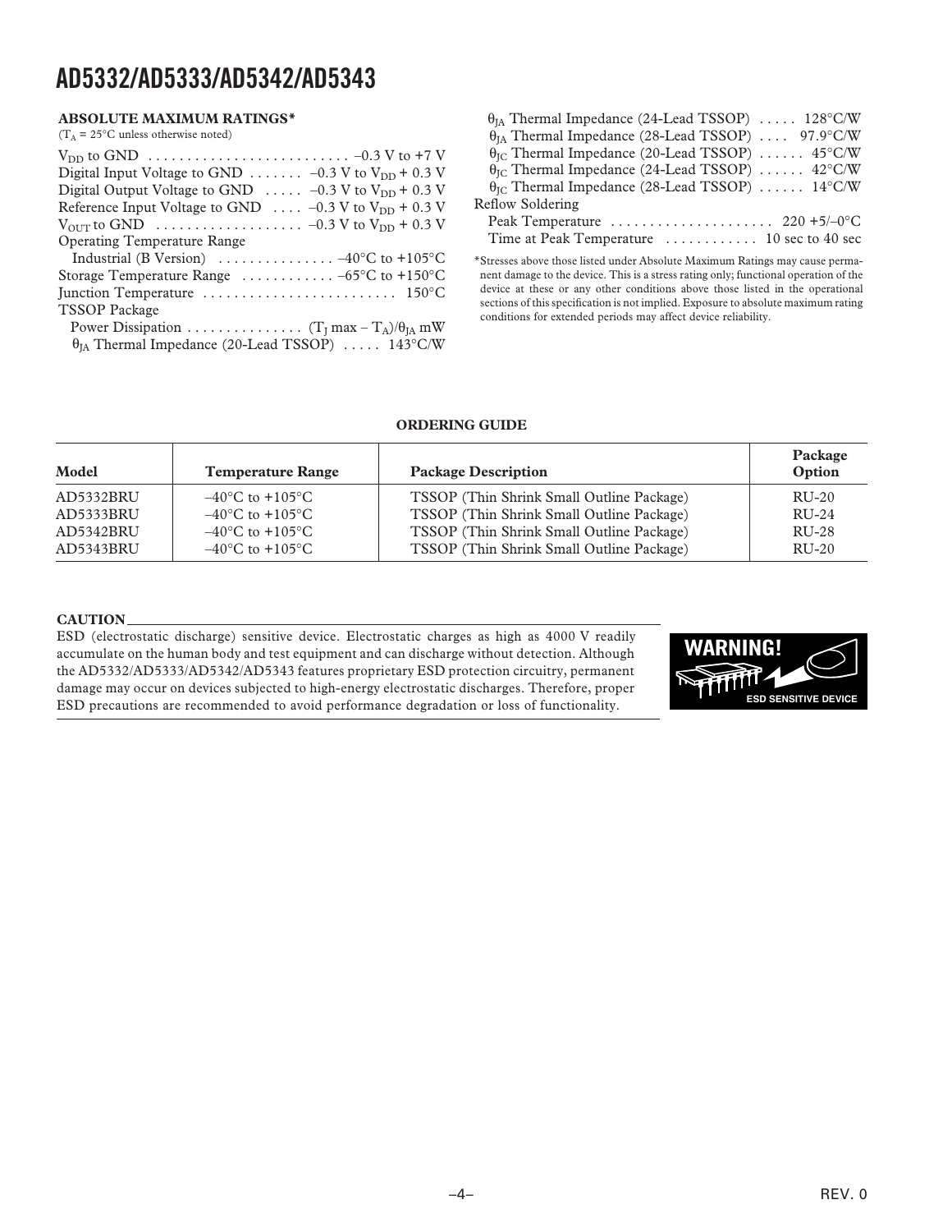## ABSOLUTE MAXIMUM RATINGS*

($T_A$ = 25°C unless otherwise noted)

$V_{DD}$ to GND . . . . . . . . . . . . . . . . . . . . . . . . . –0.3 V to +7 V
Digital Input Voltage to GND . . . . . . . –0.3 V to $V_{DD}$ + 0.3 V
Digital Output Voltage to GND . . . . . –0.3 V to $V_{DD}$ + 0.3 V
Reference Input Voltage to GND . . . . –0.3 V to $V_{DD}$ + 0.3 V
$V_{OUT}$ to GND . . . . . . . . . . . . . . . . . . –0.3 V to $V_{DD}$ + 0.3 V
Operating Temperature Range
  Industrial (B Version) . . . . . . . . . . . . . . . –40°C to +105°C
Storage Temperature Range . . . . . . . . . . . . –65°C to +150°C
Junction Temperature . . . . . . . . . . . . . . . . . . . . . . . . . 150°C
TSSOP Package
  Power Dissipation . . . . . . . . . . . . . . . ($T_J$ max – $T_A$)/$\theta_{JA}$ mW
  $\theta_{JA}$ Thermal Impedance (20-Lead TSSOP) . . . . . 143°C/W
  $\theta_{JA}$ Thermal Impedance (24-Lead TSSOP) . . . . . 128°C/W
  $\theta_{JA}$ Thermal Impedance (28-Lead TSSOP) . . . . 97.9°C/W
  $\theta_{JC}$ Thermal Impedance (20-Lead TSSOP) . . . . . . 45°C/W
  $\theta_{JC}$ Thermal Impedance (24-Lead TSSOP) . . . . . . 42°C/W
  $\theta_{JC}$ Thermal Impedance (28-Lead TSSOP) . . . . . . 14°C/W
Reflow Soldering
  Peak Temperature . . . . . . . . . . . . . . . . . . . . . 220 +5/–0°C
  Time at Peak Temperature . . . . . . . . . . . . 10 sec to 40 sec

*Stresses above those listed under Absolute Maximum Ratings may cause permanent damage to the device. This is a stress rating only; functional operation of the device at these or any other conditions above those listed in the operational sections of this specification is not implied. Exposure to absolute maximum rating conditions for extended periods may affect device reliability.

## ORDERING GUIDE

| Model | Temperature Range | Package Description | Package Option |
|---|---|---|---|
| AD5332BRU | –40°C to +105°C | TSSOP (Thin Shrink Small Outline Package) | RU-20 |
| AD5333BRU | –40°C to +105°C | TSSOP (Thin Shrink Small Outline Package) | RU-24 |
| AD5342BRU | –40°C to +105°C | TSSOP (Thin Shrink Small Outline Package) | RU-28 |
| AD5343BRU | –40°C to +105°C | TSSOP (Thin Shrink Small Outline Package) | RU-20 |

## CAUTION

ESD (electrostatic discharge) sensitive device. Electrostatic charges as high as 4000 V readily accumulate on the human body and test equipment and can discharge without detection. Although the AD5332/AD5333/AD5342/AD5343 features proprietary ESD protection circuitry, permanent damage may occur on devices subjected to high-energy electrostatic discharges. Therefore, proper ESD precautions are recommended to avoid performance degradation or loss of functionality.

WARNING!
ESD SENSITIVE DEVICE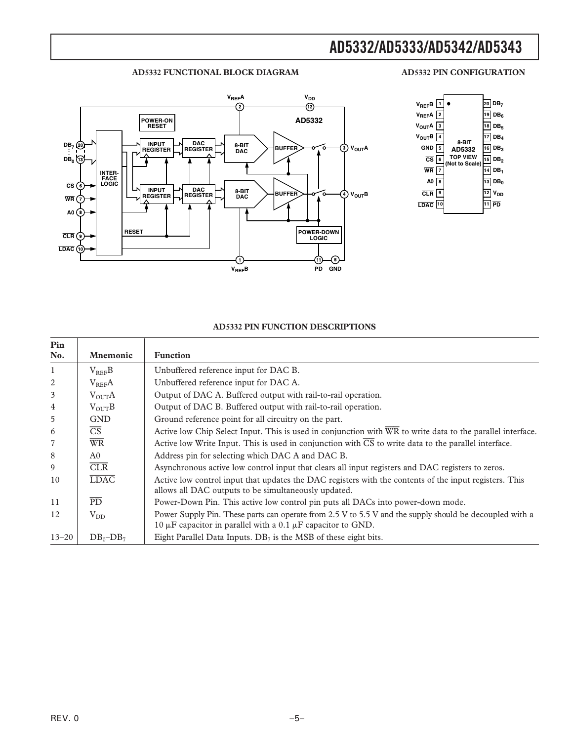## AD5332 FUNCTIONAL BLOCK DIAGRAM

## AD5332 PIN CONFIGURATION

## AD5332 PIN FUNCTION DESCRIPTIONS

| Pin No. | Mnemonic | Function |
|---|---|---|
| 1 | $V_{REF}B$ | Unbuffered reference input for DAC B. |
| 2 | $V_{REF}A$ | Unbuffered reference input for DAC A. |
| 3 | $V_{OUT}A$ | Output of DAC A. Buffered output with rail-to-rail operation. |
| 4 | $V_{OUT}B$ | Output of DAC B. Buffered output with rail-to-rail operation. |
| 5 | GND | Ground reference point for all circuitry on the part. |
| 6 | $\overline{CS}$ | Active low Chip Select Input. This is used in conjunction with $\overline{WR}$ to write data to the parallel interface. |
| 7 | $\overline{WR}$ | Active low Write Input. This is used in conjunction with $\overline{CS}$ to write data to the parallel interface. |
| 8 | A0 | Address pin for selecting which DAC A and DAC B. |
| 9 | $\overline{CLR}$ | Asynchronous active low control input that clears all input registers and DAC registers to zeros. |
| 10 | $\overline{LDAC}$ | Active low control input that updates the DAC registers with the contents of the input registers. This allows all DAC outputs to be simultaneously updated. |
| 11 | $\overline{PD}$ | Power-Down Pin. This active low control pin puts all DACs into power-down mode. |
| 12 | $V_{DD}$ | Power Supply Pin. These parts can operate from 2.5 V to 5.5 V and the supply should be decoupled with a 10 µF capacitor in parallel with a 0.1 µF capacitor to GND. |
| 13–20 | $DB_0$–$DB_7$ | Eight Parallel Data Inputs. $DB_7$ is the MSB of these eight bits. |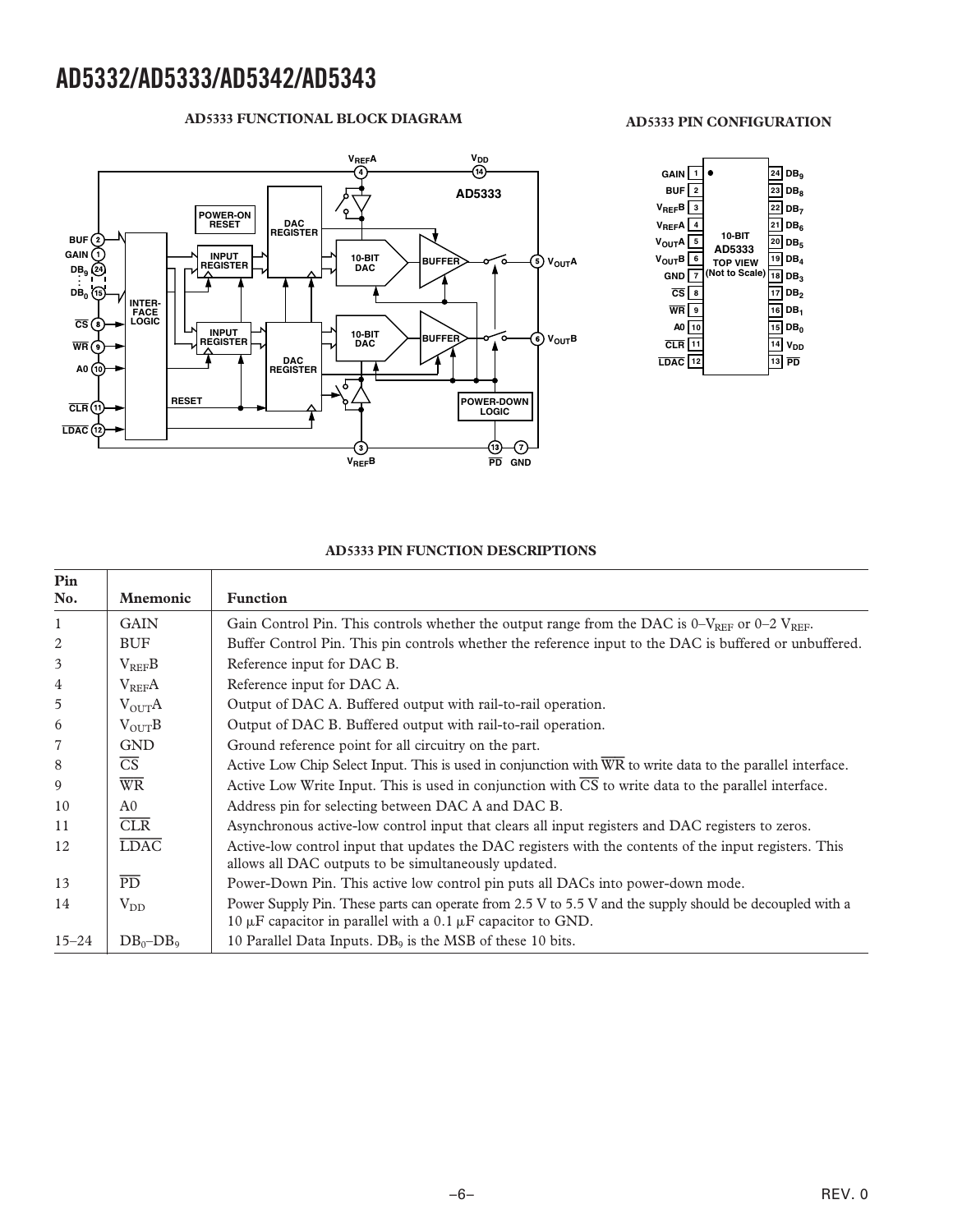## AD5333 FUNCTIONAL BLOCK DIAGRAM

## AD5333 PIN CONFIGURATION

## AD5333 PIN FUNCTION DESCRIPTIONS

| Pin No. | Mnemonic | Function |
|---|---|---|
| 1 | GAIN | Gain Control Pin. This controls whether the output range from the DAC is 0–$V_{REF}$ or 0–2 $V_{REF}$. |
| 2 | BUF | Buffer Control Pin. This pin controls whether the reference input to the DAC is buffered or unbuffered. |
| 3 | $V_{REF}B$ | Reference input for DAC B. |
| 4 | $V_{REF}A$ | Reference input for DAC A. |
| 5 | $V_{OUT}A$ | Output of DAC A. Buffered output with rail-to-rail operation. |
| 6 | $V_{OUT}B$ | Output of DAC B. Buffered output with rail-to-rail operation. |
| 7 | GND | Ground reference point for all circuitry on the part. |
| 8 | $\overline{CS}$ | Active Low Chip Select Input. This is used in conjunction with $\overline{WR}$ to write data to the parallel interface. |
| 9 | $\overline{WR}$ | Active Low Write Input. This is used in conjunction with $\overline{CS}$ to write data to the parallel interface. |
| 10 | A0 | Address pin for selecting between DAC A and DAC B. |
| 11 | $\overline{CLR}$ | Asynchronous active-low control input that clears all input registers and DAC registers to zeros. |
| 12 | $\overline{LDAC}$ | Active-low control input that updates the DAC registers with the contents of the input registers. This allows all DAC outputs to be simultaneously updated. |
| 13 | $\overline{PD}$ | Power-Down Pin. This active low control pin puts all DACs into power-down mode. |
| 14 | $V_{DD}$ | Power Supply Pin. These parts can operate from 2.5 V to 5.5 V and the supply should be decoupled with a 10 µF capacitor in parallel with a 0.1 µF capacitor to GND. |
| 15–24 | $DB_0$–$DB_9$ | 10 Parallel Data Inputs. $DB_9$ is the MSB of these 10 bits. |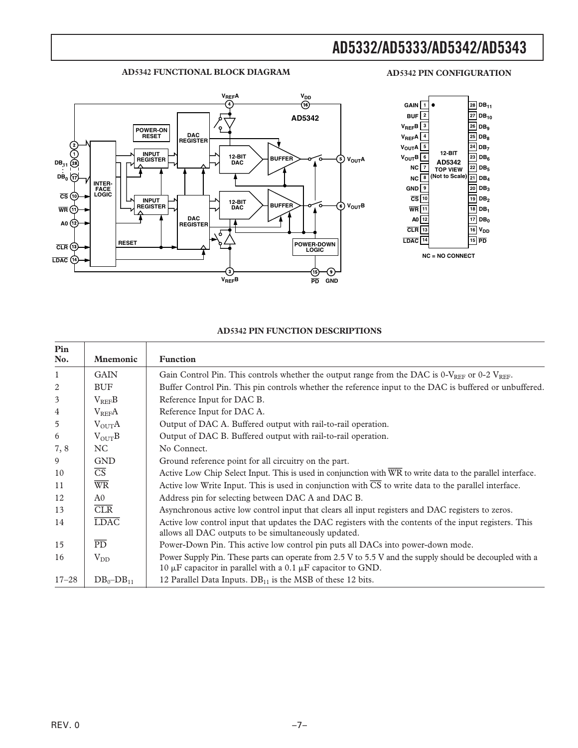### AD5342 FUNCTIONAL BLOCK DIAGRAM

### AD5342 PIN CONFIGURATION

### AD5342 PIN FUNCTION DESCRIPTIONS

| Pin No. | Mnemonic | Function |
|---|---|---|
| 1 | GAIN | Gain Control Pin. This controls whether the output range from the DAC is 0-$V_{REF}$ or 0-2 $V_{REF}$. |
| 2 | BUF | Buffer Control Pin. This pin controls whether the reference input to the DAC is buffered or unbuffered. |
| 3 | $V_{REF}B$ | Reference Input for DAC B. |
| 4 | $V_{REF}A$ | Reference Input for DAC A. |
| 5 | $V_{OUT}A$ | Output of DAC A. Buffered output with rail-to-rail operation. |
| 6 | $V_{OUT}B$ | Output of DAC B. Buffered output with rail-to-rail operation. |
| 7, 8 | NC | No Connect. |
| 9 | GND | Ground reference point for all circuitry on the part. |
| 10 | $\overline{CS}$ | Active Low Chip Select Input. This is used in conjunction with $\overline{WR}$ to write data to the parallel interface. |
| 11 | $\overline{WR}$ | Active low Write Input. This is used in conjunction with $\overline{CS}$ to write data to the parallel interface. |
| 12 | A0 | Address pin for selecting between DAC A and DAC B. |
| 13 | $\overline{CLR}$ | Asynchronous active low control input that clears all input registers and DAC registers to zeros. |
| 14 | $\overline{LDAC}$ | Active low control input that updates the DAC registers with the contents of the input registers. This allows all DAC outputs to be simultaneously updated. |
| 15 | $\overline{PD}$ | Power-Down Pin. This active low control pin puts all DACs into power-down mode. |
| 16 | $V_{DD}$ | Power Supply Pin. These parts can operate from 2.5 V to 5.5 V and the supply should be decoupled with a 10 µF capacitor in parallel with a 0.1 µF capacitor to GND. |
| 17–28 | $DB_0$–$DB_{11}$ | 12 Parallel Data Inputs. $DB_{11}$ is the MSB of these 12 bits. |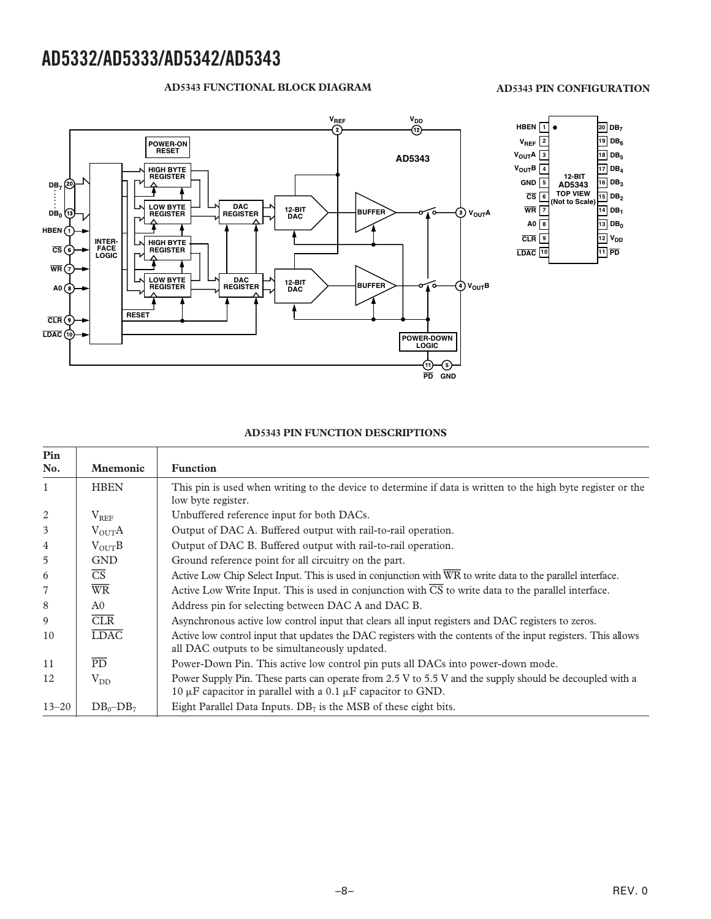**AD5343 FUNCTIONAL BLOCK DIAGRAM**

**AD5343 PIN CONFIGURATION**

**AD5343 PIN FUNCTION DESCRIPTIONS**

| Pin No. | Mnemonic | Function |
|---|---|---|
| 1 | HBEN | This pin is used when writing to the device to determine if data is written to the high byte register or the low byte register. |
| 2 | $V_{REF}$ | Unbuffered reference input for both DACs. |
| 3 | $V_{OUT}A$ | Output of DAC A. Buffered output with rail-to-rail operation. |
| 4 | $V_{OUT}B$ | Output of DAC B. Buffered output with rail-to-rail operation. |
| 5 | GND | Ground reference point for all circuitry on the part. |
| 6 | $\overline{CS}$ | Active Low Chip Select Input. This is used in conjunction with $\overline{WR}$ to write data to the parallel interface. |
| 7 | $\overline{WR}$ | Active Low Write Input. This is used in conjunction with $\overline{CS}$ to write data to the parallel interface. |
| 8 | A0 | Address pin for selecting between DAC A and DAC B. |
| 9 | $\overline{CLR}$ | Asynchronous active low control input that clears all input registers and DAC registers to zeros. |
| 10 | $\overline{LDAC}$ | Active low control input that updates the DAC registers with the contents of the input registers. This allows all DAC outputs to be simultaneously updated. |
| 11 | $\overline{PD}$ | Power-Down Pin. This active low control pin puts all DACs into power-down mode. |
| 12 | $V_{DD}$ | Power Supply Pin. These parts can operate from 2.5 V to 5.5 V and the supply should be decoupled with a 10 µF capacitor in parallel with a 0.1 µF capacitor to GND. |
| 13–20 | $DB_0$–$DB_7$ | Eight Parallel Data Inputs. $DB_7$ is the MSB of these eight bits. |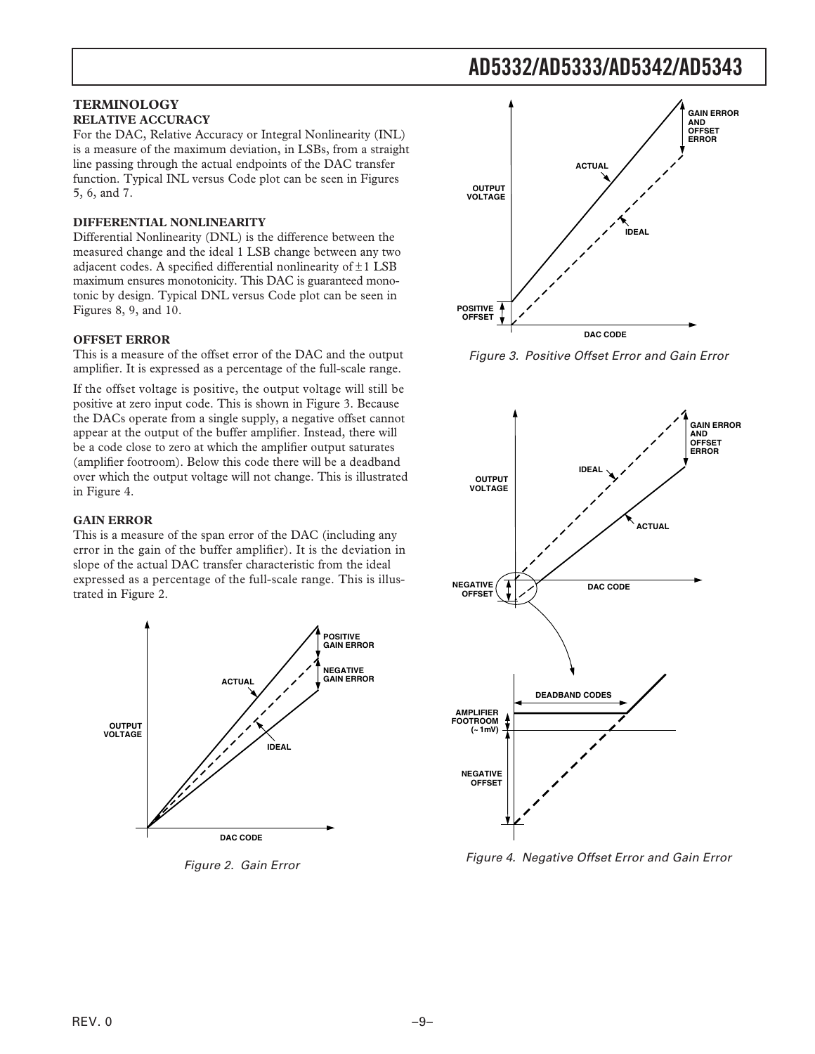## TERMINOLOGY

### RELATIVE ACCURACY

For the DAC, Relative Accuracy or Integral Nonlinearity (INL) is a measure of the maximum deviation, in LSBs, from a straight line passing through the actual endpoints of the DAC transfer function. Typical INL versus Code plot can be seen in Figures 5, 6, and 7.

### DIFFERENTIAL NONLINEARITY

Differential Nonlinearity (DNL) is the difference between the measured change and the ideal 1 LSB change between any two adjacent codes. A specified differential nonlinearity of ±1 LSB maximum ensures monotonicity. This DAC is guaranteed monotonic by design. Typical DNL versus Code plot can be seen in Figures 8, 9, and 10.

### OFFSET ERROR

This is a measure of the offset error of the DAC and the output amplifier. It is expressed as a percentage of the full-scale range.

If the offset voltage is positive, the output voltage will still be positive at zero input code. This is shown in Figure 3. Because the DACs operate from a single supply, a negative offset cannot appear at the output of the buffer amplifier. Instead, there will be a code close to zero at which the amplifier output saturates (amplifier footroom). Below this code there will be a deadband over which the output voltage will not change. This is illustrated in Figure 4.

### GAIN ERROR

This is a measure of the span error of the DAC (including any error in the gain of the buffer amplifier). It is the deviation in slope of the actual DAC transfer characteristic from the ideal expressed as a percentage of the full-scale range. This is illustrated in Figure 2.

Figure 2. Gain Error

Figure 3. Positive Offset Error and Gain Error

Figure 4. Negative Offset Error and Gain Error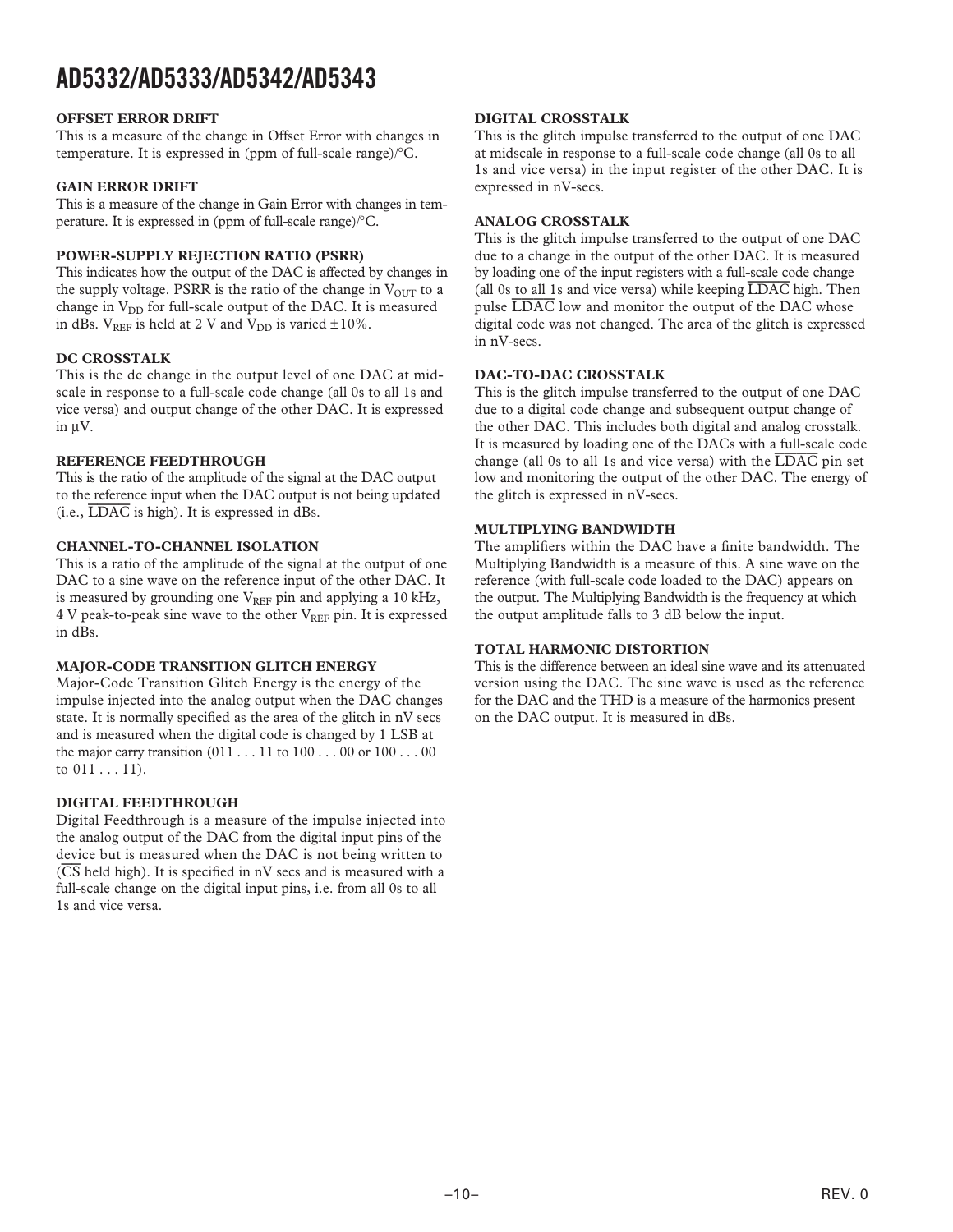**OFFSET ERROR DRIFT**

This is a measure of the change in Offset Error with changes in temperature. It is expressed in (ppm of full-scale range)/°C.

**GAIN ERROR DRIFT**

This is a measure of the change in Gain Error with changes in temperature. It is expressed in (ppm of full-scale range)/°C.

**POWER-SUPPLY REJECTION RATIO (PSRR)**

This indicates how the output of the DAC is affected by changes in the supply voltage. PSRR is the ratio of the change in $V_{OUT}$ to a change in $V_{DD}$ for full-scale output of the DAC. It is measured in dBs. $V_{REF}$ is held at 2 V and $V_{DD}$ is varied ±10%.

**DC CROSSTALK**

This is the dc change in the output level of one DAC at midscale in response to a full-scale code change (all 0s to all 1s and vice versa) and output change of the other DAC. It is expressed in µV.

**REFERENCE FEEDTHROUGH**

This is the ratio of the amplitude of the signal at the DAC output to the reference input when the DAC output is not being updated (i.e., $\overline{LDAC}$ is high). It is expressed in dBs.

**CHANNEL-TO-CHANNEL ISOLATION**

This is a ratio of the amplitude of the signal at the output of one DAC to a sine wave on the reference input of the other DAC. It is measured by grounding one $V_{REF}$ pin and applying a 10 kHz, 4 V peak-to-peak sine wave to the other $V_{REF}$ pin. It is expressed in dBs.

**MAJOR-CODE TRANSITION GLITCH ENERGY**

Major-Code Transition Glitch Energy is the energy of the impulse injected into the analog output when the DAC changes state. It is normally specified as the area of the glitch in nV secs and is measured when the digital code is changed by 1 LSB at the major carry transition (011 . . . 11 to 100 . . . 00 or 100 . . . 00 to 011 . . . 11).

**DIGITAL FEEDTHROUGH**

Digital Feedthrough is a measure of the impulse injected into the analog output of the DAC from the digital input pins of the device but is measured when the DAC is not being written to ($\overline{CS}$ held high). It is specified in nV secs and is measured with a full-scale change on the digital input pins, i.e. from all 0s to all 1s and vice versa.

**DIGITAL CROSSTALK**

This is the glitch impulse transferred to the output of one DAC at midscale in response to a full-scale code change (all 0s to all 1s and vice versa) in the input register of the other DAC. It is expressed in nV-secs.

**ANALOG CROSSTALK**

This is the glitch impulse transferred to the output of one DAC due to a change in the output of the other DAC. It is measured by loading one of the input registers with a full-scale code change (all 0s to all 1s and vice versa) while keeping $\overline{LDAC}$ high. Then pulse $\overline{LDAC}$ low and monitor the output of the DAC whose digital code was not changed. The area of the glitch is expressed in nV-secs.

**DAC-TO-DAC CROSSTALK**

This is the glitch impulse transferred to the output of one DAC due to a digital code change and subsequent output change of the other DAC. This includes both digital and analog crosstalk. It is measured by loading one of the DACs with a full-scale code change (all 0s to all 1s and vice versa) with the $\overline{LDAC}$ pin set low and monitoring the output of the other DAC. The energy of the glitch is expressed in nV-secs.

**MULTIPLYING BANDWIDTH**

The amplifiers within the DAC have a finite bandwidth. The Multiplying Bandwidth is a measure of this. A sine wave on the reference (with full-scale code loaded to the DAC) appears on the output. The Multiplying Bandwidth is the frequency at which the output amplitude falls to 3 dB below the input.

**TOTAL HARMONIC DISTORTION**

This is the difference between an ideal sine wave and its attenuated version using the DAC. The sine wave is used as the reference for the DAC and the THD is a measure of the harmonics present on the DAC output. It is measured in dBs.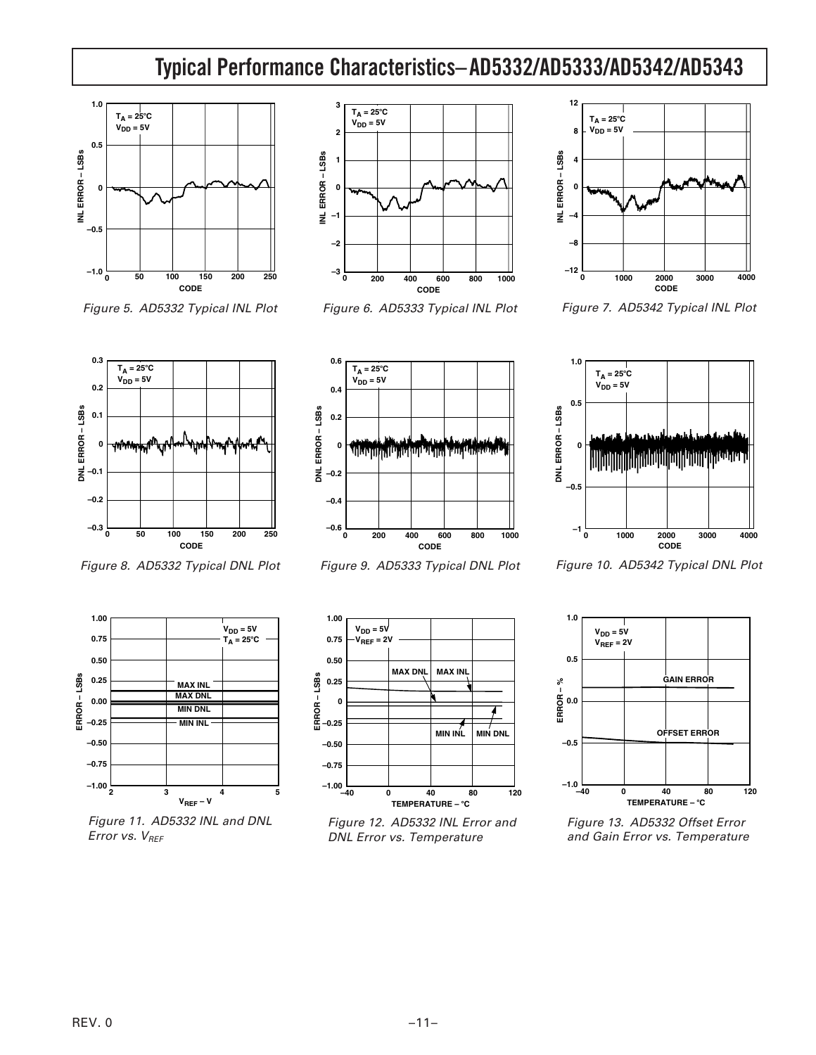# Typical Performance Characteristics–AD5332/AD5333/AD5342/AD5343

Figure 5. AD5332 Typical INL Plot

Figure 6. AD5333 Typical INL Plot

Figure 7. AD5342 Typical INL Plot

Figure 8. AD5332 Typical DNL Plot

Figure 9. AD5333 Typical DNL Plot

Figure 10. AD5342 Typical DNL Plot

Figure 11. AD5332 INL and DNL Error vs. $V_{REF}$

Figure 12. AD5332 INL Error and DNL Error vs. Temperature

Figure 13. AD5332 Offset Error and Gain Error vs. Temperature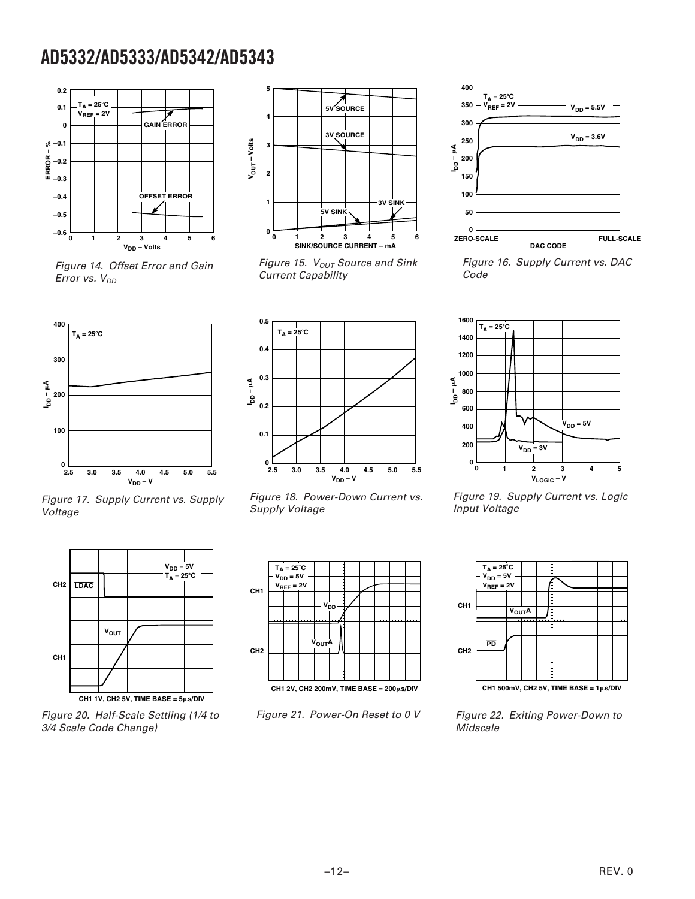Figure 14. Offset Error and Gain Error vs. $V_{DD}$

Figure 15. $V_{OUT}$ Source and Sink Current Capability

Figure 16. Supply Current vs. DAC Code

Figure 17. Supply Current vs. Supply Voltage

Figure 18. Power-Down Current vs. Supply Voltage

Figure 19. Supply Current vs. Logic Input Voltage

Figure 20. Half-Scale Settling (1/4 to 3/4 Scale Code Change)

Figure 21. Power-On Reset to 0 V

Figure 22. Exiting Power-Down to Midscale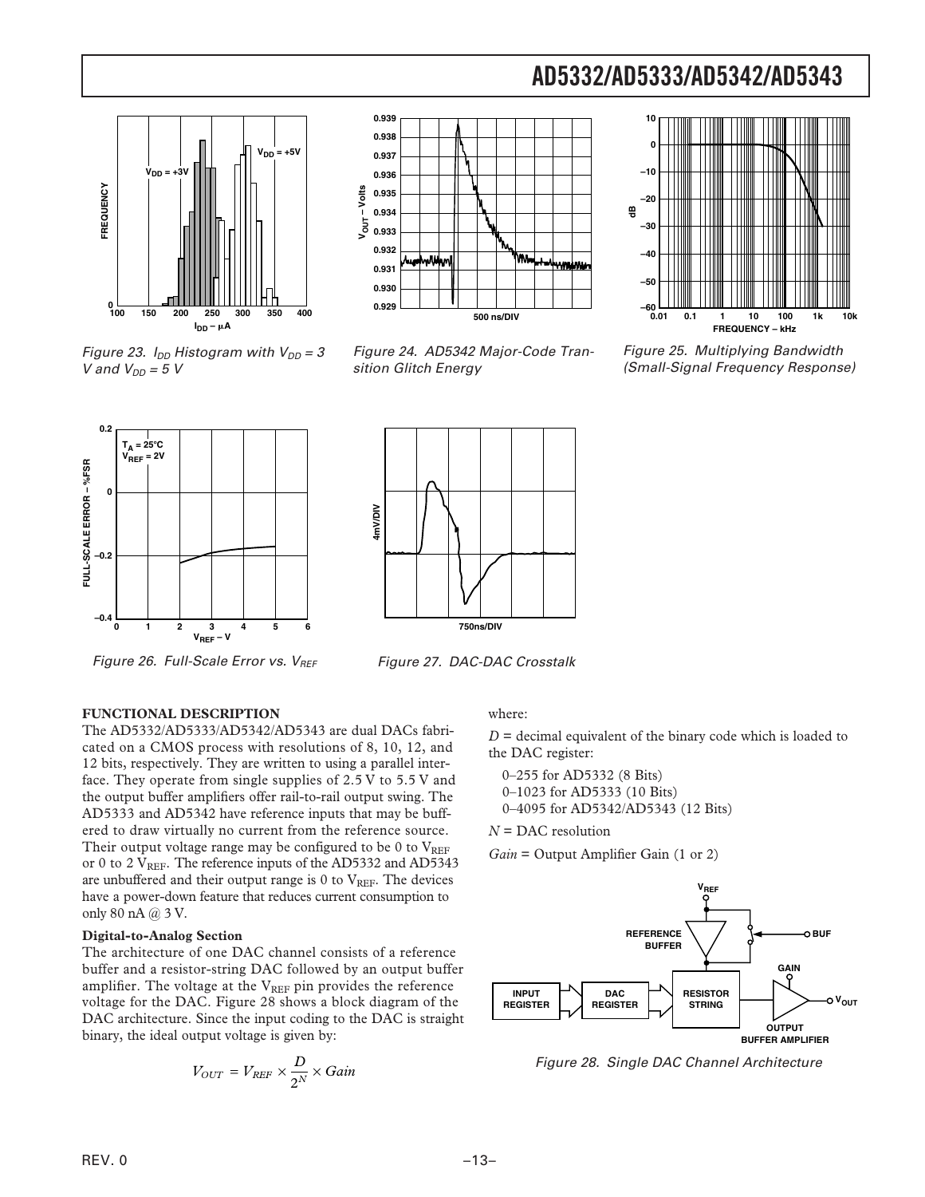Figure 23. $I_{DD}$ Histogram with $V_{DD}$ = 3 V and $V_{DD}$ = 5 V

Figure 24. AD5342 Major-Code Transition Glitch Energy

Figure 25. Multiplying Bandwidth (Small-Signal Frequency Response)

Figure 26. Full-Scale Error vs. $V_{REF}$

Figure 27. DAC-DAC Crosstalk

## FUNCTIONAL DESCRIPTION

The AD5332/AD5333/AD5342/AD5343 are dual DACs fabricated on a CMOS process with resolutions of 8, 10, 12, and 12 bits, respectively. They are written to using a parallel interface. They operate from single supplies of 2.5 V to 5.5 V and the output buffer amplifiers offer rail-to-rail output swing. The AD5333 and AD5342 have reference inputs that may be buffered to draw virtually no current from the reference source. Their output voltage range may be configured to be 0 to $V_{REF}$ or 0 to 2 $V_{REF}$. The reference inputs of the AD5332 and AD5343 are unbuffered and their output range is 0 to $V_{REF}$. The devices have a power-down feature that reduces current consumption to only 80 nA @ 3 V.

### Digital-to-Analog Section

The architecture of one DAC channel consists of a reference buffer and a resistor-string DAC followed by an output buffer amplifier. The voltage at the $V_{REF}$ pin provides the reference voltage for the DAC. Figure 28 shows a block diagram of the DAC architecture. Since the input coding to the DAC is straight binary, the ideal output voltage is given by:

$$V_{OUT} = V_{REF} \times \frac{D}{2^N} \times Gain$$

where:

$D$ = decimal equivalent of the binary code which is loaded to the DAC register:

- 0–255 for AD5332 (8 Bits)
- 0–1023 for AD5333 (10 Bits)
- 0–4095 for AD5342/AD5343 (12 Bits)

$N$ = DAC resolution

$Gain$ = Output Amplifier Gain (1 or 2)

Figure 28. Single DAC Channel Architecture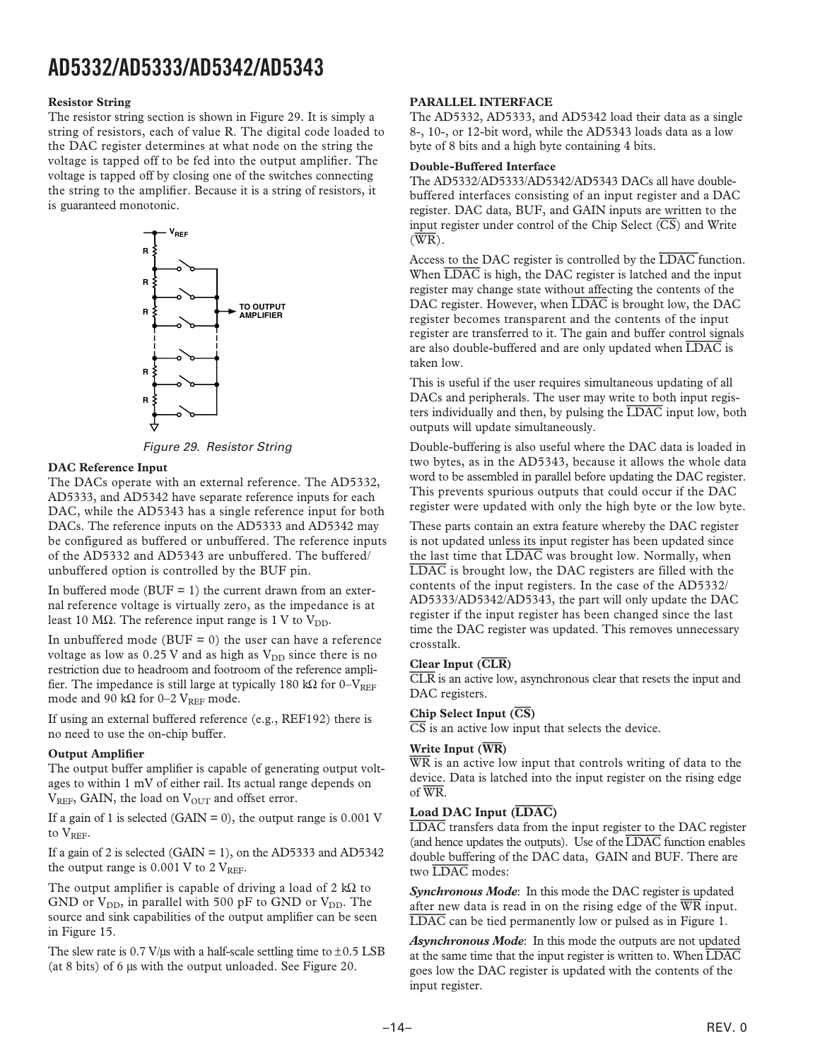### Resistor String

The resistor string section is shown in Figure 29. It is simply a string of resistors, each of value R. The digital code loaded to the DAC register determines at what node on the string the voltage is tapped off to be fed into the output amplifier. The voltage is tapped off by closing one of the switches connecting the string to the amplifier. Because it is a string of resistors, it is guaranteed monotonic.

Figure 29. Resistor String

### DAC Reference Input

The DACs operate with an external reference. The AD5332, AD5333, and AD5342 have separate reference inputs for each DAC, while the AD5343 has a single reference input for both DACs. The reference inputs on the AD5333 and AD5342 may be configured as buffered or unbuffered. The reference inputs of the AD5332 and AD5343 are unbuffered. The buffered/unbuffered option is controlled by the BUF pin.

In buffered mode (BUF = 1) the current drawn from an external reference voltage is virtually zero, as the impedance is at least 10 MΩ. The reference input range is 1 V to $V_{DD}$.

In unbuffered mode (BUF = 0) the user can have a reference voltage as low as 0.25 V and as high as $V_{DD}$ since there is no restriction due to headroom and footroom of the reference amplifier. The impedance is still large at typically 180 kΩ for 0–$V_{REF}$ mode and 90 kΩ for 0–2 $V_{REF}$ mode.

If using an external buffered reference (e.g., REF192) there is no need to use the on-chip buffer.

### Output Amplifier

The output buffer amplifier is capable of generating output voltages to within 1 mV of either rail. Its actual range depends on $V_{REF}$, GAIN, the load on $V_{OUT}$ and offset error.

If a gain of 1 is selected (GAIN = 0), the output range is 0.001 V to $V_{REF}$.

If a gain of 2 is selected (GAIN = 1), on the AD5333 and AD5342 the output range is 0.001 V to 2 $V_{REF}$.

The output amplifier is capable of driving a load of 2 kΩ to GND or $V_{DD}$, in parallel with 500 pF to GND or $V_{DD}$. The source and sink capabilities of the output amplifier can be seen in Figure 15.

The slew rate is 0.7 V/µs with a half-scale settling time to ±0.5 LSB (at 8 bits) of 6 µs with the output unloaded. See Figure 20.

## PARALLEL INTERFACE

The AD5332, AD5333, and AD5342 load their data as a single 8-, 10-, or 12-bit word, while the AD5343 loads data as a low byte of 8 bits and a high byte containing 4 bits.

### Double-Buffered Interface

The AD5332/AD5333/AD5342/AD5343 DACs all have double-buffered interfaces consisting of an input register and a DAC register. DAC data, BUF, and GAIN inputs are written to the input register under control of the Chip Select ($\overline{CS}$) and Write ($\overline{WR}$).

Access to the DAC register is controlled by the $\overline{LDAC}$ function. When $\overline{LDAC}$ is high, the DAC register is latched and the input register may change state without affecting the contents of the DAC register. However, when $\overline{LDAC}$ is brought low, the DAC register becomes transparent and the contents of the input register are transferred to it. The gain and buffer control signals are also double-buffered and are only updated when $\overline{LDAC}$ is taken low.

This is useful if the user requires simultaneous updating of all DACs and peripherals. The user may write to both input registers individually and then, by pulsing the $\overline{LDAC}$ input low, both outputs will update simultaneously.

Double-buffering is also useful where the DAC data is loaded in two bytes, as in the AD5343, because it allows the whole data word to be assembled in parallel before updating the DAC register. This prevents spurious outputs that could occur if the DAC register were updated with only the high byte or the low byte.

These parts contain an extra feature whereby the DAC register is not updated unless its input register has been updated since the last time that $\overline{LDAC}$ was brought low. Normally, when $\overline{LDAC}$ is brought low, the DAC registers are filled with the contents of the input registers. In the case of the AD5332/AD5333/AD5342/AD5343, the part will only update the DAC register if the input register has been changed since the last time the DAC register was updated. This removes unnecessary crosstalk.

### Clear Input ($\overline{CLR}$)

$\overline{CLR}$ is an active low, asynchronous clear that resets the input and DAC registers.

### Chip Select Input ($\overline{CS}$)

$\overline{CS}$ is an active low input that selects the device.

### Write Input ($\overline{WR}$)

$\overline{WR}$ is an active low input that controls writing of data to the device. Data is latched into the input register on the rising edge of $\overline{WR}$.

### Load DAC Input ($\overline{LDAC}$)

$\overline{LDAC}$ transfers data from the input register to the DAC register (and hence updates the outputs). Use of the $\overline{LDAC}$ function enables double buffering of the DAC data, GAIN and BUF. There are two $\overline{LDAC}$ modes:

***Synchronous Mode***: In this mode the DAC register is updated after new data is read in on the rising edge of the $\overline{WR}$ input. $\overline{LDAC}$ can be tied permanently low or pulsed as in Figure 1.

***Asynchronous Mode***: In this mode the outputs are not updated at the same time that the input register is written to. When $\overline{LDAC}$ goes low the DAC register is updated with the contents of the input register.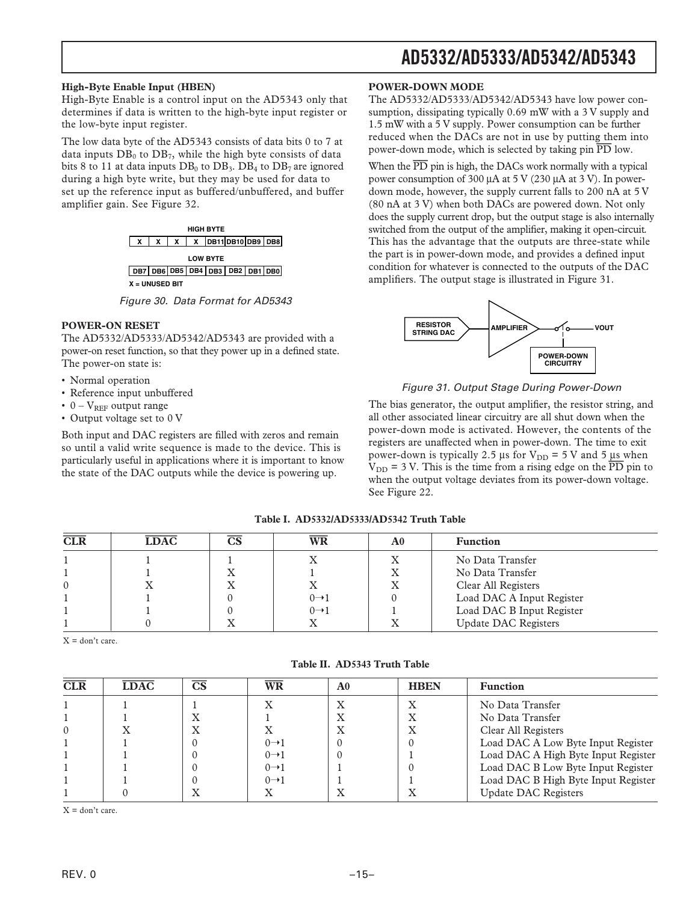### High-Byte Enable Input (HBEN)

High-Byte Enable is a control input on the AD5343 only that determines if data is written to the high-byte input register or the low-byte input register.

The low data byte of the AD5343 consists of data bits 0 to 7 at data inputs $DB_0$ to $DB_7$, while the high byte consists of data bits 8 to 11 at data inputs $DB_0$ to $DB_3$. $DB_4$ to $DB_7$ are ignored during a high byte write, but they may be used for data to set up the reference input as buffered/unbuffered, and buffer amplifier gain. See Figure 32.

HIGH BYTE

| X | X | X | X | DB11 | DB10 | DB9 | DB8 |
|---|---|---|---|---|---|---|---|

LOW BYTE

| DB7 | DB6 | DB5 | DB4 | DB3 | DB2 | DB1 | DB0 |
|---|---|---|---|---|---|---|---|

X = UNUSED BIT

*Figure 30. Data Format for AD5343*

### POWER-ON RESET

The AD5332/AD5333/AD5342/AD5343 are provided with a power-on reset function, so that they power up in a defined state. The power-on state is:

- Normal operation
- Reference input unbuffered
- 0 – $V_{REF}$ output range
- Output voltage set to 0 V

Both input and DAC registers are filled with zeros and remain so until a valid write sequence is made to the device. This is particularly useful in applications where it is important to know the state of the DAC outputs while the device is powering up.

### POWER-DOWN MODE

The AD5332/AD5333/AD5342/AD5343 have low power consumption, dissipating typically 0.69 mW with a 3 V supply and 1.5 mW with a 5 V supply. Power consumption can be further reduced when the DACs are not in use by putting them into power-down mode, which is selected by taking pin $\overline{PD}$ low.

When the $\overline{PD}$ pin is high, the DACs work normally with a typical power consumption of 300 µA at 5 V (230 µA at 3 V). In power-down mode, however, the supply current falls to 200 nA at 5 V (80 nA at 3 V) when both DACs are powered down. Not only does the supply current drop, but the output stage is also internally switched from the output of the amplifier, making it open-circuit. This has the advantage that the outputs are three-state while the part is in power-down mode, and provides a defined input condition for whatever is connected to the outputs of the DAC amplifiers. The output stage is illustrated in Figure 31.

RESISTOR STRING DAC → AMPLIFIER → (switch) → VOUT; POWER-DOWN CIRCUITRY

*Figure 31. Output Stage During Power-Down*

The bias generator, the output amplifier, the resistor string, and all other associated linear circuitry are all shut down when the power-down mode is activated. However, the contents of the registers are unaffected when in power-down. The time to exit power-down is typically 2.5 µs for $V_{DD}$ = 5 V and 5 µs when $V_{DD}$ = 3 V. This is the time from a rising edge on the $\overline{PD}$ pin to when the output voltage deviates from its power-down voltage. See Figure 22.

**Table I. AD5332/AD5333/AD5342 Truth Table**

| $\overline{CLR}$ | $\overline{LDAC}$ | $\overline{CS}$ | $\overline{WR}$ | A0 | Function |
|---|---|---|---|---|---|
| 1 | 1 | 1 | X | X | No Data Transfer |
| 1 | 1 | X | 1 | X | No Data Transfer |
| 0 | X | X | X | X | Clear All Registers |
| 1 | 1 | 0 | 0→1 | 0 | Load DAC A Input Register |
| 1 | 1 | 0 | 0→1 | 1 | Load DAC B Input Register |
| 1 | 0 | X | X | X | Update DAC Registers |

X = don't care.

**Table II. AD5343 Truth Table**

| $\overline{CLR}$ | $\overline{LDAC}$ | $\overline{CS}$ | $\overline{WR}$ | A0 | HBEN | Function |
|---|---|---|---|---|---|---|
| 1 | 1 | 1 | X | X | X | No Data Transfer |
| 1 | 1 | X | 1 | X | X | No Data Transfer |
| 0 | X | X | X | X | X | Clear All Registers |
| 1 | 1 | 0 | 0→1 | 0 | 0 | Load DAC A Low Byte Input Register |
| 1 | 1 | 0 | 0→1 | 0 | 1 | Load DAC A High Byte Input Register |
| 1 | 1 | 0 | 0→1 | 1 | 0 | Load DAC B Low Byte Input Register |
| 1 | 1 | 0 | 0→1 | 1 | 1 | Load DAC B High Byte Input Register |
| 1 | 0 | X | X | X | X | Update DAC Registers |

X = don't care.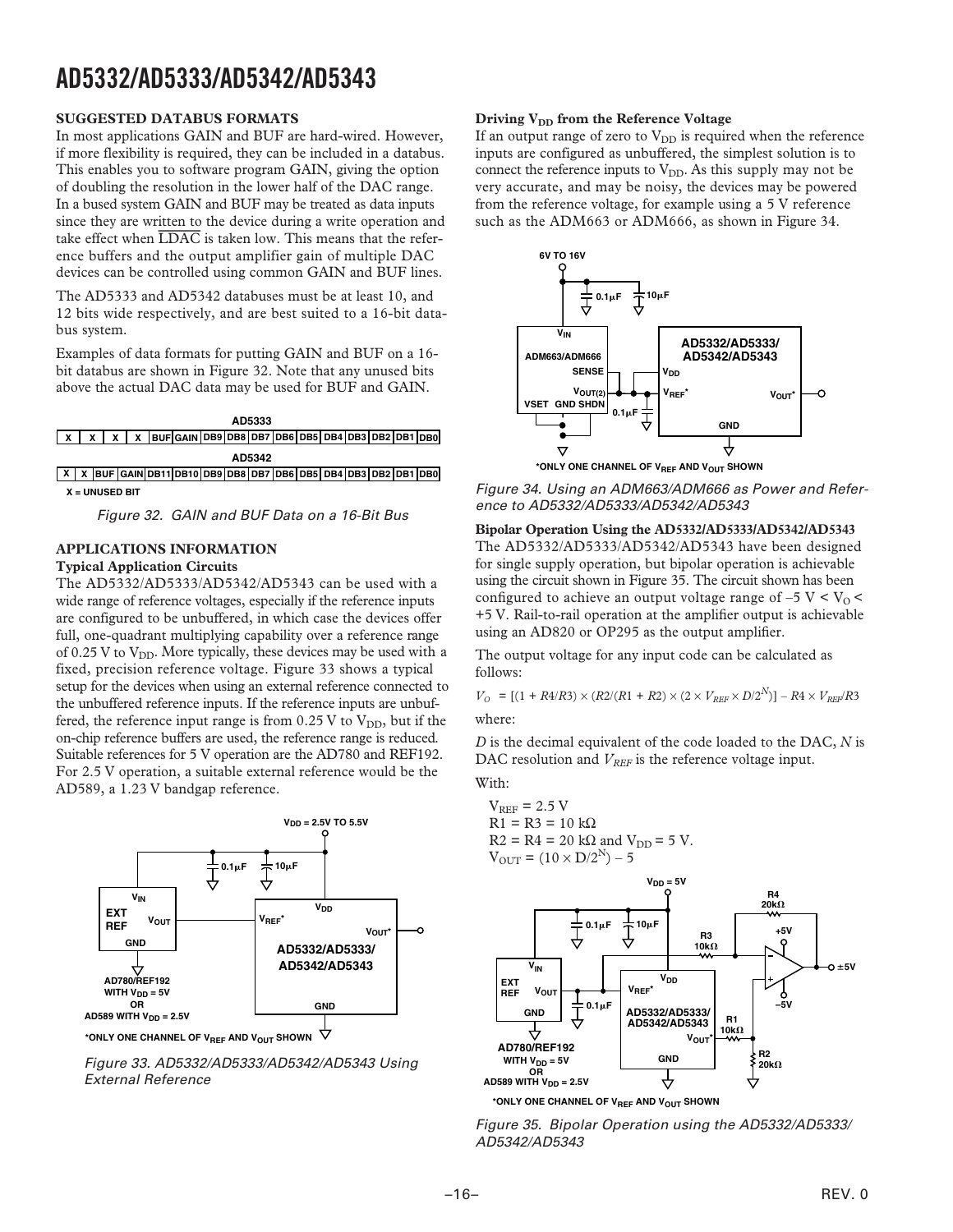## SUGGESTED DATABUS FORMATS

In most applications GAIN and BUF are hard-wired. However, if more flexibility is required, they can be included in a databus. This enables you to software program GAIN, giving the option of doubling the resolution in the lower half of the DAC range. In a bused system GAIN and BUF may be treated as data inputs since they are written to the device during a write operation and take effect when $\overline{LDAC}$ is taken low. This means that the reference buffers and the output amplifier gain of multiple DAC devices can be controlled using common GAIN and BUF lines.

The AD5333 and AD5342 databuses must be at least 10, and 12 bits wide respectively, and are best suited to a 16-bit databus system.

Examples of data formats for putting GAIN and BUF on a 16-bit databus are shown in Figure 32. Note that any unused bits above the actual DAC data may be used for BUF and GAIN.

**AD5333**

| X | X | X | X | BUF | GAIN | DB9 | DB8 | DB7 | DB6 | DB5 | DB4 | DB3 | DB2 | DB1 | DB0 |
|---|---|---|---|---|---|---|---|---|---|---|---|---|---|---|---|

**AD5342**

| X | X | BUF | GAIN | DB11 | DB10 | DB9 | DB8 | DB7 | DB6 | DB5 | DB4 | DB3 | DB2 | DB1 | DB0 |
|---|---|---|---|---|---|---|---|---|---|---|---|---|---|---|---|

X = UNUSED BIT

Figure 32. GAIN and BUF Data on a 16-Bit Bus

## APPLICATIONS INFORMATION

### Typical Application Circuits

The AD5332/AD5333/AD5342/AD5343 can be used with a wide range of reference voltages, especially if the reference inputs are configured to be unbuffered, in which case the devices offer full, one-quadrant multiplying capability over a reference range of 0.25 V to $V_{DD}$. More typically, these devices may be used with a fixed, precision reference voltage. Figure 33 shows a typical setup for the devices when using an external reference connected to the unbuffered reference inputs. If the reference inputs are unbuffered, the reference input range is from 0.25 V to $V_{DD}$, but if the on-chip reference buffers are used, the reference range is reduced. Suitable references for 5 V operation are the AD780 and REF192. For 2.5 V operation, a suitable external reference would be the AD589, a 1.23 V bandgap reference.

*ONLY ONE CHANNEL OF $V_{REF}$ AND $V_{OUT}$ SHOWN

Figure 33. AD5332/AD5333/AD5342/AD5343 Using External Reference

### Driving $V_{DD}$ from the Reference Voltage

If an output range of zero to $V_{DD}$ is required when the reference inputs are configured as unbuffered, the simplest solution is to connect the reference inputs to $V_{DD}$. As this supply may not be very accurate, and may be noisy, the devices may be powered from the reference voltage, for example using a 5 V reference such as the ADM663 or ADM666, as shown in Figure 34.

*ONLY ONE CHANNEL OF $V_{REF}$ AND $V_{OUT}$ SHOWN

Figure 34. Using an ADM663/ADM666 as Power and Reference to AD5332/AD5333/AD5342/AD5343

### Bipolar Operation Using the AD5332/AD5333/AD5342/AD5343

The AD5332/AD5333/AD5342/AD5343 have been designed for single supply operation, but bipolar operation is achievable using the circuit shown in Figure 35. The circuit shown has been configured to achieve an output voltage range of $-5\text{ V} < V_O < +5\text{ V}$. Rail-to-rail operation at the amplifier output is achievable using an AD820 or OP295 as the output amplifier.

The output voltage for any input code can be calculated as follows:

$$V_O = [(1 + R4/R3) \times (R2/(R1 + R2) \times (2 \times V_{REF} \times D/2^N)] - R4 \times V_{REF}/R3$$

where:

$D$ is the decimal equivalent of the code loaded to the DAC, $N$ is DAC resolution and $V_{REF}$ is the reference voltage input.

With:

$V_{REF} = 2.5\text{ V}$
$R1 = R3 = 10\text{ k}\Omega$
$R2 = R4 = 20\text{ k}\Omega$ and $V_{DD} = 5\text{ V}$.
$V_{OUT} = (10 \times D/2^N) - 5$

*ONLY ONE CHANNEL OF $V_{REF}$ AND $V_{OUT}$ SHOWN

Figure 35. Bipolar Operation using the AD5332/AD5333/AD5342/AD5343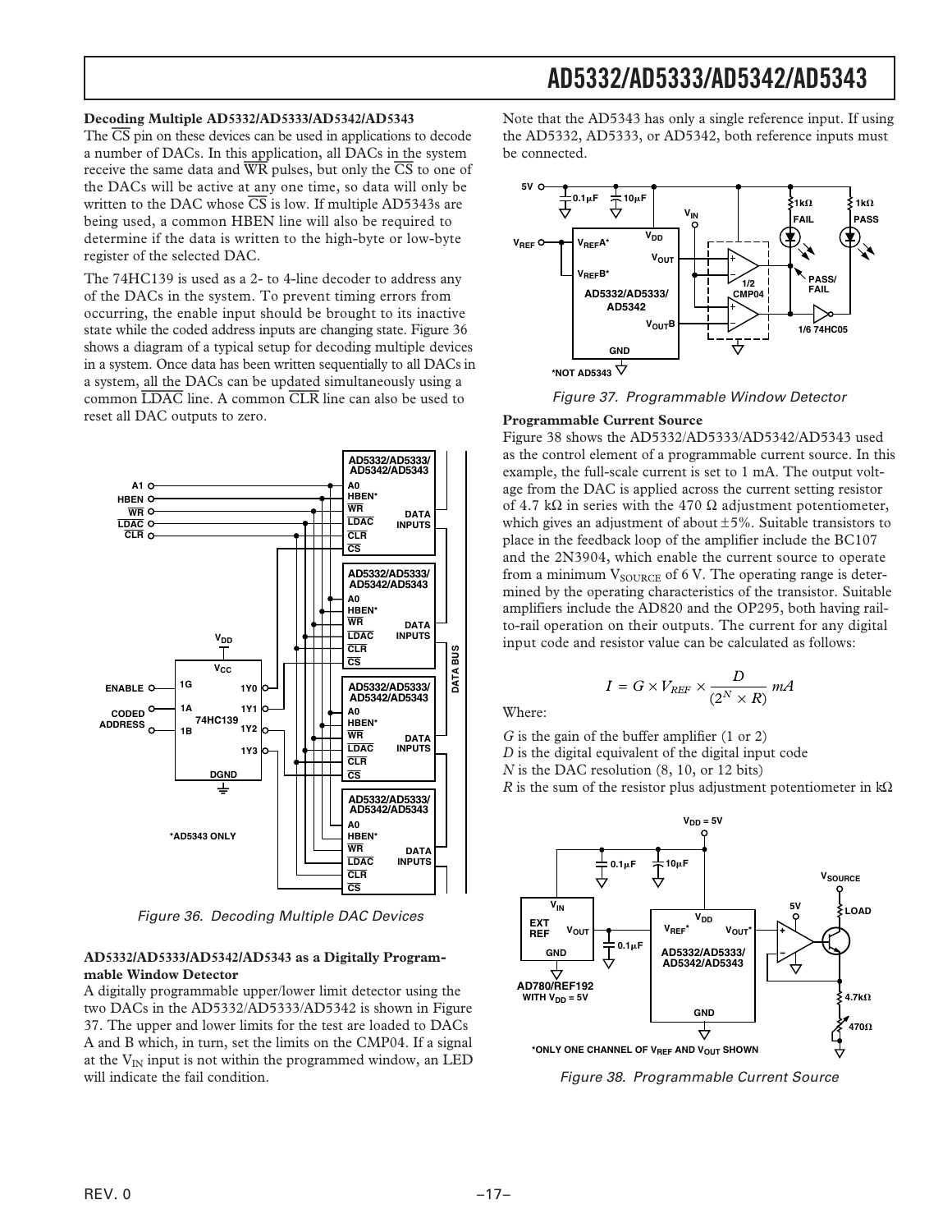### Decoding Multiple AD5332/AD5333/AD5342/AD5343

The $\overline{CS}$ pin on these devices can be used in applications to decode a number of DACs. In this application, all DACs in the system receive the same data and $\overline{WR}$ pulses, but only the $\overline{CS}$ to one of the DACs will be active at any one time, so data will only be written to the DAC whose $\overline{CS}$ is low. If multiple AD5343s are being used, a common HBEN line will also be required to determine if the data is written to the high-byte or low-byte register of the selected DAC.

The 74HC139 is used as a 2- to 4-line decoder to address any of the DACs in the system. To prevent timing errors from occurring, the enable input should be brought to its inactive state while the coded address inputs are changing state. Figure 36 shows a diagram of a typical setup for decoding multiple devices in a system. Once data has been written sequentially to all DACs in a system, all the DACs can be updated simultaneously using a common $\overline{LDAC}$ line. A common $\overline{CLR}$ line can also be used to reset all DAC outputs to zero.

Figure 36. Decoding Multiple DAC Devices

### AD5332/AD5333/AD5342/AD5343 as a Digitally Programmable Window Detector

A digitally programmable upper/lower limit detector using the two DACs in the AD5332/AD5333/AD5342 is shown in Figure 37. The upper and lower limits for the test are loaded to DACs A and B which, in turn, set the limits on the CMP04. If a signal at the $V_{IN}$ input is not within the programmed window, an LED will indicate the fail condition.

Note that the AD5343 has only a single reference input. If using the AD5332, AD5333, or AD5342, both reference inputs must be connected.

Figure 37. Programmable Window Detector

### Programmable Current Source

Figure 38 shows the AD5332/AD5333/AD5342/AD5343 used as the control element of a programmable current source. In this example, the full-scale current is set to 1 mA. The output voltage from the DAC is applied across the current setting resistor of 4.7 kΩ in series with the 470 Ω adjustment potentiometer, which gives an adjustment of about ±5%. Suitable transistors to place in the feedback loop of the amplifier include the BC107 and the 2N3904, which enable the current source to operate from a minimum $V_{SOURCE}$ of 6 V. The operating range is determined by the operating characteristics of the transistor. Suitable amplifiers include the AD820 and the OP295, both having rail-to-rail operation on their outputs. The current for any digital input code and resistor value can be calculated as follows:

$$I = G \times V_{REF} \times \frac{D}{(2^N \times R)}\ mA$$

Where:

*G* is the gain of the buffer amplifier (1 or 2)
*D* is the digital equivalent of the digital input code
*N* is the DAC resolution (8, 10, or 12 bits)
*R* is the sum of the resistor plus adjustment potentiometer in kΩ

Figure 38. Programmable Current Source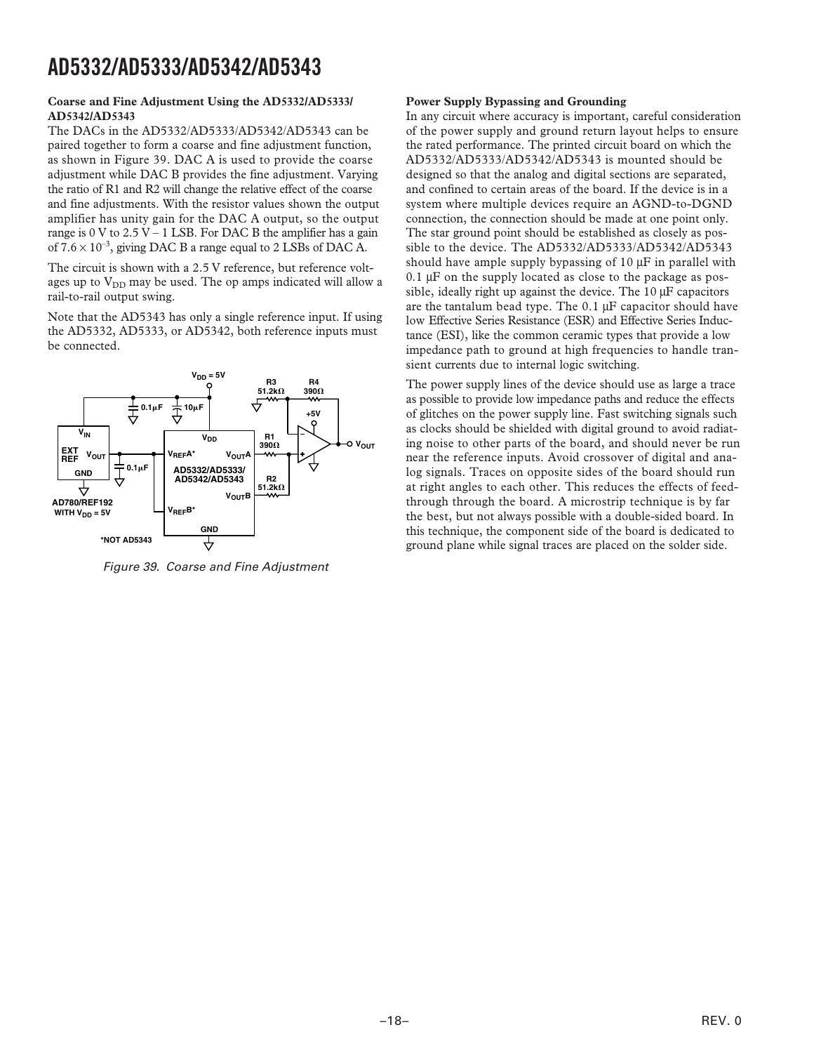**Coarse and Fine Adjustment Using the AD5332/AD5333/AD5342/AD5343**

The DACs in the AD5332/AD5333/AD5342/AD5343 can be paired together to form a coarse and fine adjustment function, as shown in Figure 39. DAC A is used to provide the coarse adjustment while DAC B provides the fine adjustment. Varying the ratio of R1 and R2 will change the relative effect of the coarse and fine adjustments. With the resistor values shown the output amplifier has unity gain for the DAC A output, so the output range is 0 V to 2.5 V – 1 LSB. For DAC B the amplifier has a gain of $7.6 \times 10^{-3}$, giving DAC B a range equal to 2 LSBs of DAC A.

The circuit is shown with a 2.5 V reference, but reference voltages up to $V_{DD}$ may be used. The op amps indicated will allow a rail-to-rail output swing.

Note that the AD5343 has only a single reference input. If using the AD5332, AD5333, or AD5342, both reference inputs must be connected.

Figure 39. Coarse and Fine Adjustment

**Power Supply Bypassing and Grounding**

In any circuit where accuracy is important, careful consideration of the power supply and ground return layout helps to ensure the rated performance. The printed circuit board on which the AD5332/AD5333/AD5342/AD5343 is mounted should be designed so that the analog and digital sections are separated, and confined to certain areas of the board. If the device is in a system where multiple devices require an AGND-to-DGND connection, the connection should be made at one point only. The star ground point should be established as closely as possible to the device. The AD5332/AD5333/AD5342/AD5343 should have ample supply bypassing of 10 µF in parallel with 0.1 µF on the supply located as close to the package as possible, ideally right up against the device. The 10 µF capacitors are the tantalum bead type. The 0.1 µF capacitor should have low Effective Series Resistance (ESR) and Effective Series Inductance (ESI), like the common ceramic types that provide a low impedance path to ground at high frequencies to handle transient currents due to internal logic switching.

The power supply lines of the device should use as large a trace as possible to provide low impedance paths and reduce the effects of glitches on the power supply line. Fast switching signals such as clocks should be shielded with digital ground to avoid radiating noise to other parts of the board, and should never be run near the reference inputs. Avoid crossover of digital and analog signals. Traces on opposite sides of the board should run at right angles to each other. This reduces the effects of feedthrough through the board. A microstrip technique is by far the best, but not always possible with a double-sided board. In this technique, the component side of the board is dedicated to ground plane while signal traces are placed on the solder side.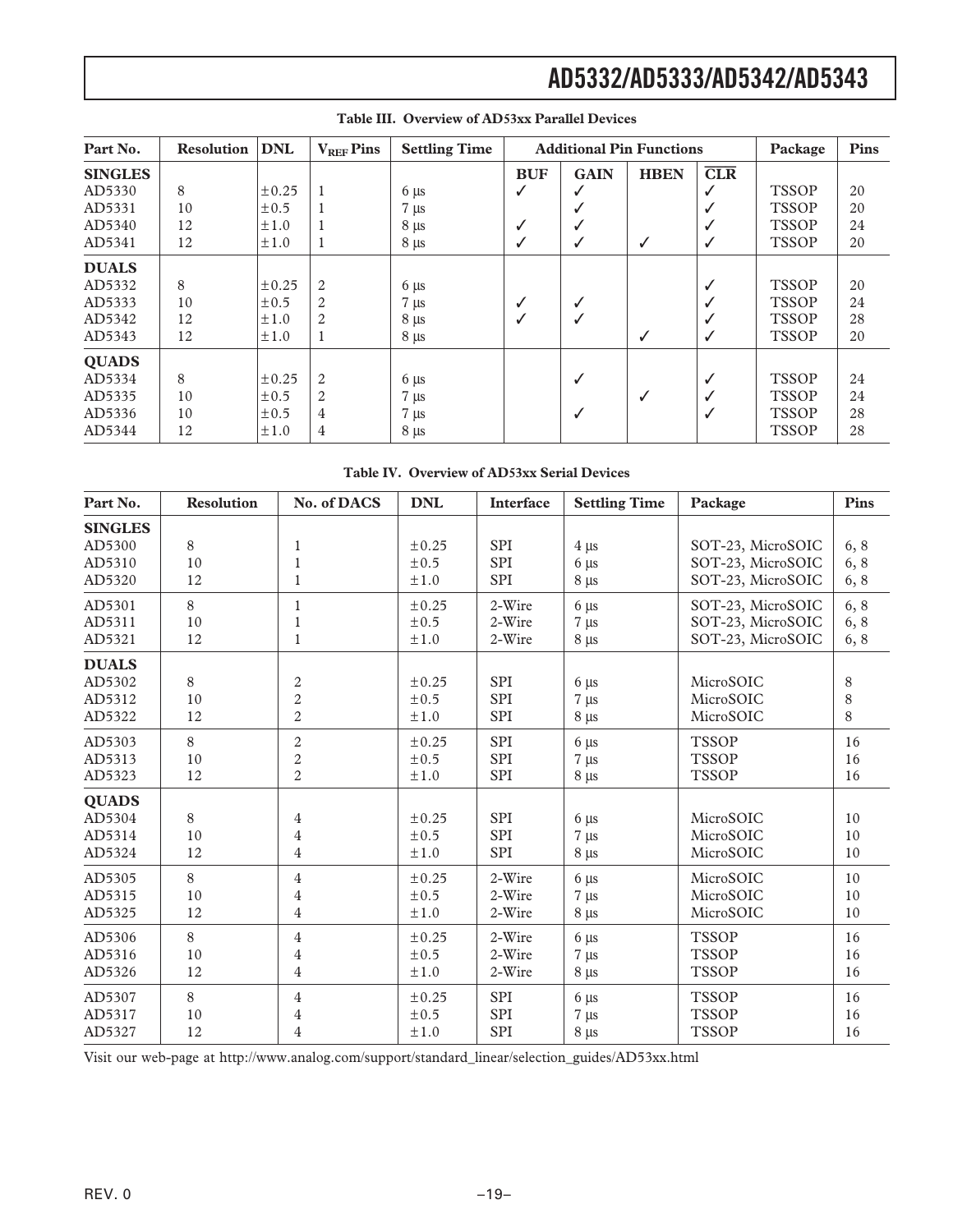**Table III. Overview of AD53xx Parallel Devices**

| Part No. | Resolution | DNL | $V_{REF}$ Pins | Settling Time | Additional Pin Functions | | | | Package | Pins |
|---|---|---|---|---|---|---|---|---|---|---|
| | | | | | BUF | GAIN | HBEN | $\overline{CLR}$ | | |
| **SINGLES** | | | | | | | | | | |
| AD5330 | 8 | ±0.25 | 1 | 6 µs | ✓ | ✓ | | ✓ | TSSOP | 20 |
| AD5331 | 10 | ±0.5 | 1 | 7 µs | | ✓ | | ✓ | TSSOP | 20 |
| AD5340 | 12 | ±1.0 | 1 | 8 µs | ✓ | ✓ | | ✓ | TSSOP | 24 |
| AD5341 | 12 | ±1.0 | 1 | 8 µs | ✓ | ✓ | ✓ | ✓ | TSSOP | 20 |
| **DUALS** | | | | | | | | | | |
| AD5332 | 8 | ±0.25 | 2 | 6 µs | | | | ✓ | TSSOP | 20 |
| AD5333 | 10 | ±0.5 | 2 | 7 µs | ✓ | ✓ | | ✓ | TSSOP | 24 |
| AD5342 | 12 | ±1.0 | 2 | 8 µs | ✓ | ✓ | | ✓ | TSSOP | 28 |
| AD5343 | 12 | ±1.0 | 1 | 8 µs | | | ✓ | ✓ | TSSOP | 20 |
| **QUADS** | | | | | | | | | | |
| AD5334 | 8 | ±0.25 | 2 | 6 µs | | ✓ | | ✓ | TSSOP | 24 |
| AD5335 | 10 | ±0.5 | 2 | 7 µs | | | ✓ | ✓ | TSSOP | 24 |
| AD5336 | 10 | ±0.5 | 4 | 7 µs | | ✓ | | ✓ | TSSOP | 28 |
| AD5344 | 12 | ±1.0 | 4 | 8 µs | | | | | TSSOP | 28 |

**Table IV. Overview of AD53xx Serial Devices**

| Part No. | Resolution | No. of DACS | DNL | Interface | Settling Time | Package | Pins |
|---|---|---|---|---|---|---|---|
| **SINGLES** | | | | | | | |
| AD5300 | 8 | 1 | ±0.25 | SPI | 4 µs | SOT-23, MicroSOIC | 6, 8 |
| AD5310 | 10 | 1 | ±0.5 | SPI | 6 µs | SOT-23, MicroSOIC | 6, 8 |
| AD5320 | 12 | 1 | ±1.0 | SPI | 8 µs | SOT-23, MicroSOIC | 6, 8 |
| AD5301 | 8 | 1 | ±0.25 | 2-Wire | 6 µs | SOT-23, MicroSOIC | 6, 8 |
| AD5311 | 10 | 1 | ±0.5 | 2-Wire | 7 µs | SOT-23, MicroSOIC | 6, 8 |
| AD5321 | 12 | 1 | ±1.0 | 2-Wire | 8 µs | SOT-23, MicroSOIC | 6, 8 |
| **DUALS** | | | | | | | |
| AD5302 | 8 | 2 | ±0.25 | SPI | 6 µs | MicroSOIC | 8 |
| AD5312 | 10 | 2 | ±0.5 | SPI | 7 µs | MicroSOIC | 8 |
| AD5322 | 12 | 2 | ±1.0 | SPI | 8 µs | MicroSOIC | 8 |
| AD5303 | 8 | 2 | ±0.25 | SPI | 6 µs | TSSOP | 16 |
| AD5313 | 10 | 2 | ±0.5 | SPI | 7 µs | TSSOP | 16 |
| AD5323 | 12 | 2 | ±1.0 | SPI | 8 µs | TSSOP | 16 |
| **QUADS** | | | | | | | |
| AD5304 | 8 | 4 | ±0.25 | SPI | 6 µs | MicroSOIC | 10 |
| AD5314 | 10 | 4 | ±0.5 | SPI | 7 µs | MicroSOIC | 10 |
| AD5324 | 12 | 4 | ±1.0 | SPI | 8 µs | MicroSOIC | 10 |
| AD5305 | 8 | 4 | ±0.25 | 2-Wire | 6 µs | MicroSOIC | 10 |
| AD5315 | 10 | 4 | ±0.5 | 2-Wire | 7 µs | MicroSOIC | 10 |
| AD5325 | 12 | 4 | ±1.0 | 2-Wire | 8 µs | MicroSOIC | 10 |
| AD5306 | 8 | 4 | ±0.25 | 2-Wire | 6 µs | TSSOP | 16 |
| AD5316 | 10 | 4 | ±0.5 | 2-Wire | 7 µs | TSSOP | 16 |
| AD5326 | 12 | 4 | ±1.0 | 2-Wire | 8 µs | TSSOP | 16 |
| AD5307 | 8 | 4 | ±0.25 | SPI | 6 µs | TSSOP | 16 |
| AD5317 | 10 | 4 | ±0.5 | SPI | 7 µs | TSSOP | 16 |
| AD5327 | 12 | 4 | ±1.0 | SPI | 8 µs | TSSOP | 16 |

Visit our web-page at http://www.analog.com/support/standard_linear/selection_guides/AD53xx.html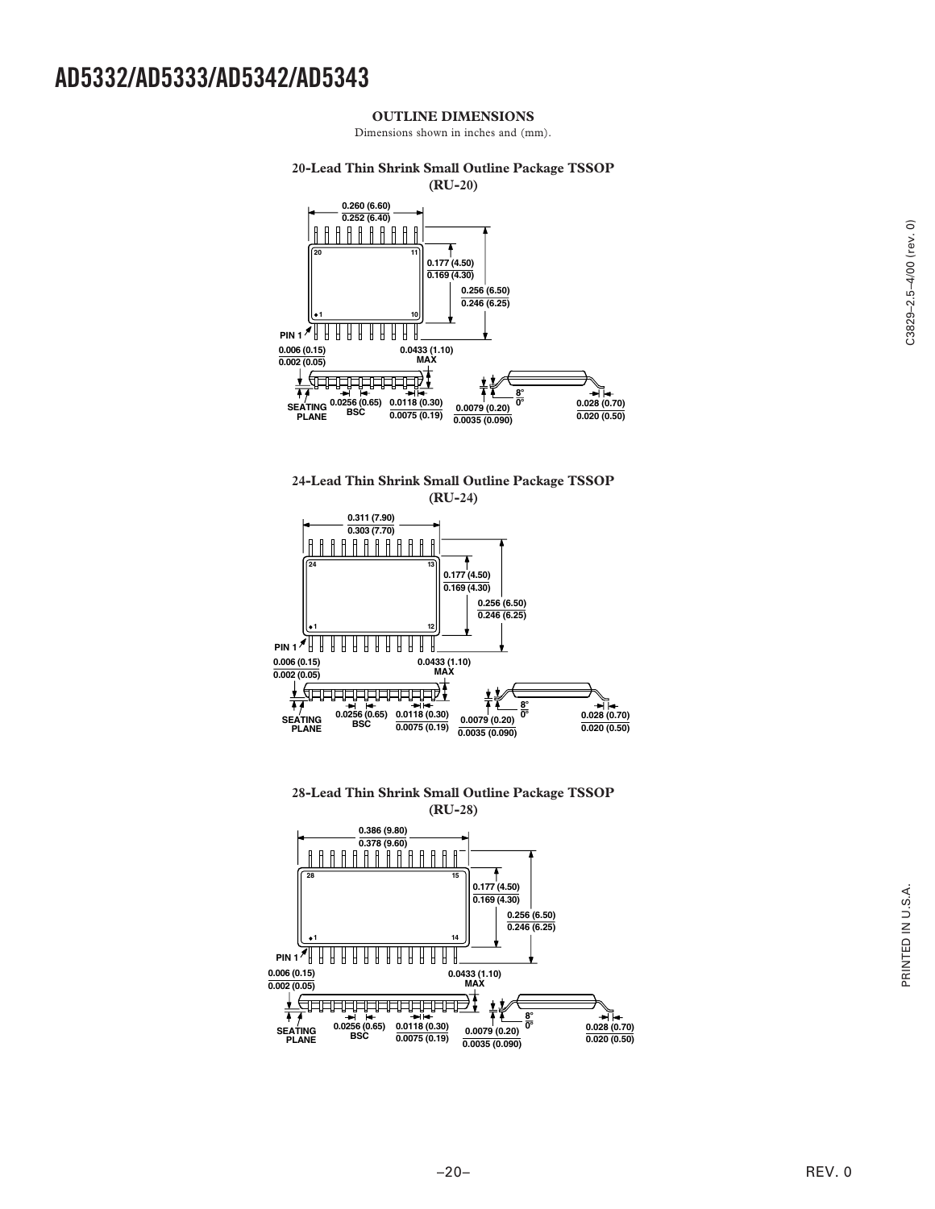## OUTLINE DIMENSIONS

Dimensions shown in inches and (mm).

### 20-Lead Thin Shrink Small Outline Package TSSOP (RU-20)

0.260 (6.60)
0.252 (6.40)
20
11
0.177 (4.50)
0.169 (4.30)
0.256 (6.50)
0.246 (6.25)
1
10
PIN 1
0.006 (0.15)
0.002 (0.05)
0.0433 (1.10) MAX
SEATING PLANE
0.0256 (0.65) BSC
0.0118 (0.30)
0.0075 (0.19)
0.0079 (0.20)
0.0035 (0.090)
8°
0°
0.028 (0.70)
0.020 (0.50)

### 24-Lead Thin Shrink Small Outline Package TSSOP (RU-24)

0.311 (7.90)
0.303 (7.70)
24
13
0.177 (4.50)
0.169 (4.30)
0.256 (6.50)
0.246 (6.25)
1
12
PIN 1
0.006 (0.15)
0.002 (0.05)
0.0433 (1.10) MAX
SEATING PLANE
0.0256 (0.65) BSC
0.0118 (0.30)
0.0075 (0.19)
0.0079 (0.20)
0.0035 (0.090)
8°
0°
0.028 (0.70)
0.020 (0.50)

### 28-Lead Thin Shrink Small Outline Package TSSOP (RU-28)

0.386 (9.80)
0.378 (9.60)
28
15
0.177 (4.50)
0.169 (4.30)
0.256 (6.50)
0.246 (6.25)
1
14
PIN 1
0.006 (0.15)
0.002 (0.05)
0.0433 (1.10) MAX
SEATING PLANE
0.0256 (0.65) BSC
0.0118 (0.30)
0.0075 (0.19)
0.0079 (0.20)
0.0035 (0.090)
8°
0°
0.028 (0.70)
0.020 (0.50)

C3829–2.5–4/00 (rev. 0)

PRINTED IN U.S.A.